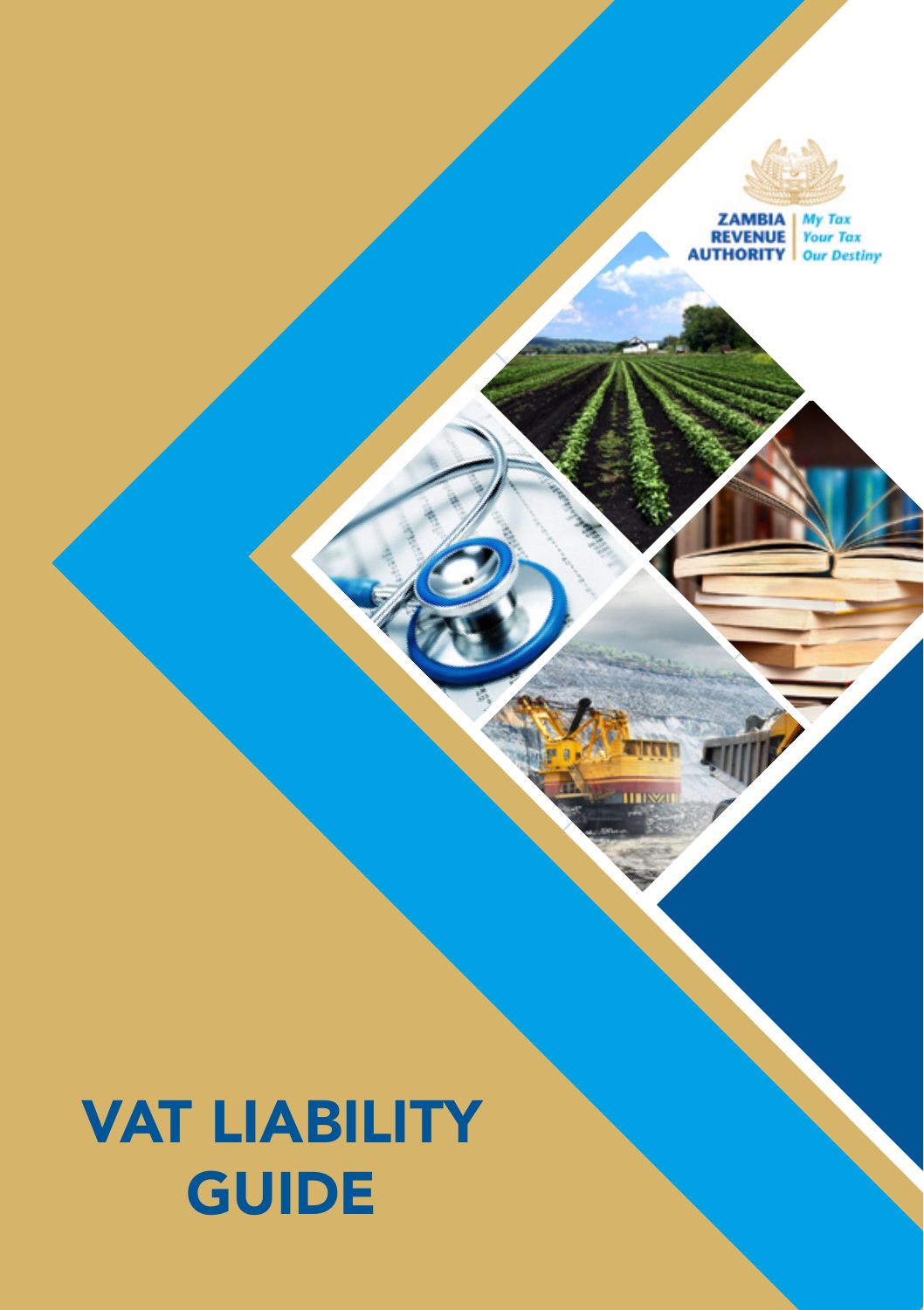ZAMBIA REVENUE AUTHORITY

*My Tax Your Tax Our Destiny*

# VAT LIABILITY GUIDE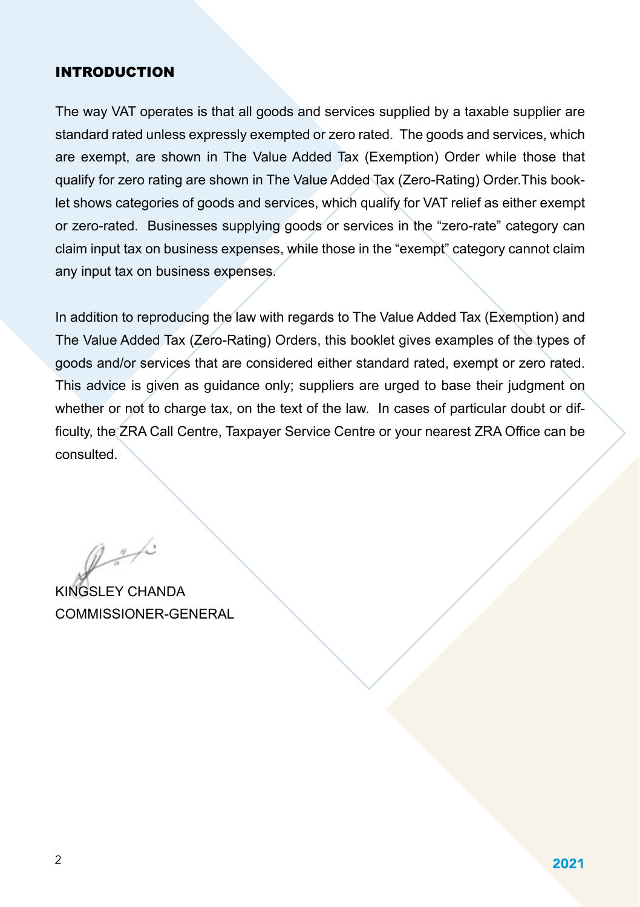## INTRODUCTION

The way VAT operates is that all goods and services supplied by a taxable supplier are standard rated unless expressly exempted or zero rated. The goods and services, which are exempt, are shown in The Value Added Tax (Exemption) Order while those that qualify for zero rating are shown in The Value Added Tax (Zero-Rating) Order.This booklet shows categories of goods and services, which qualify for VAT relief as either exempt or zero-rated. Businesses supplying goods or services in the "zero-rate" category can claim input tax on business expenses, while those in the "exempt" category cannot claim any input tax on business expenses.

In addition to reproducing the law with regards to The Value Added Tax (Exemption) and The Value Added Tax (Zero-Rating) Orders, this booklet gives examples of the types of goods and/or services that are considered either standard rated, exempt or zero rated. This advice is given as guidance only; suppliers are urged to base their judgment on whether or not to charge tax, on the text of the law. In cases of particular doubt or difficulty, the ZRA Call Centre, Taxpayer Service Centre or your nearest ZRA Office can be consulted.

KINGSLEY CHANDA
COMMISSIONER-GENERAL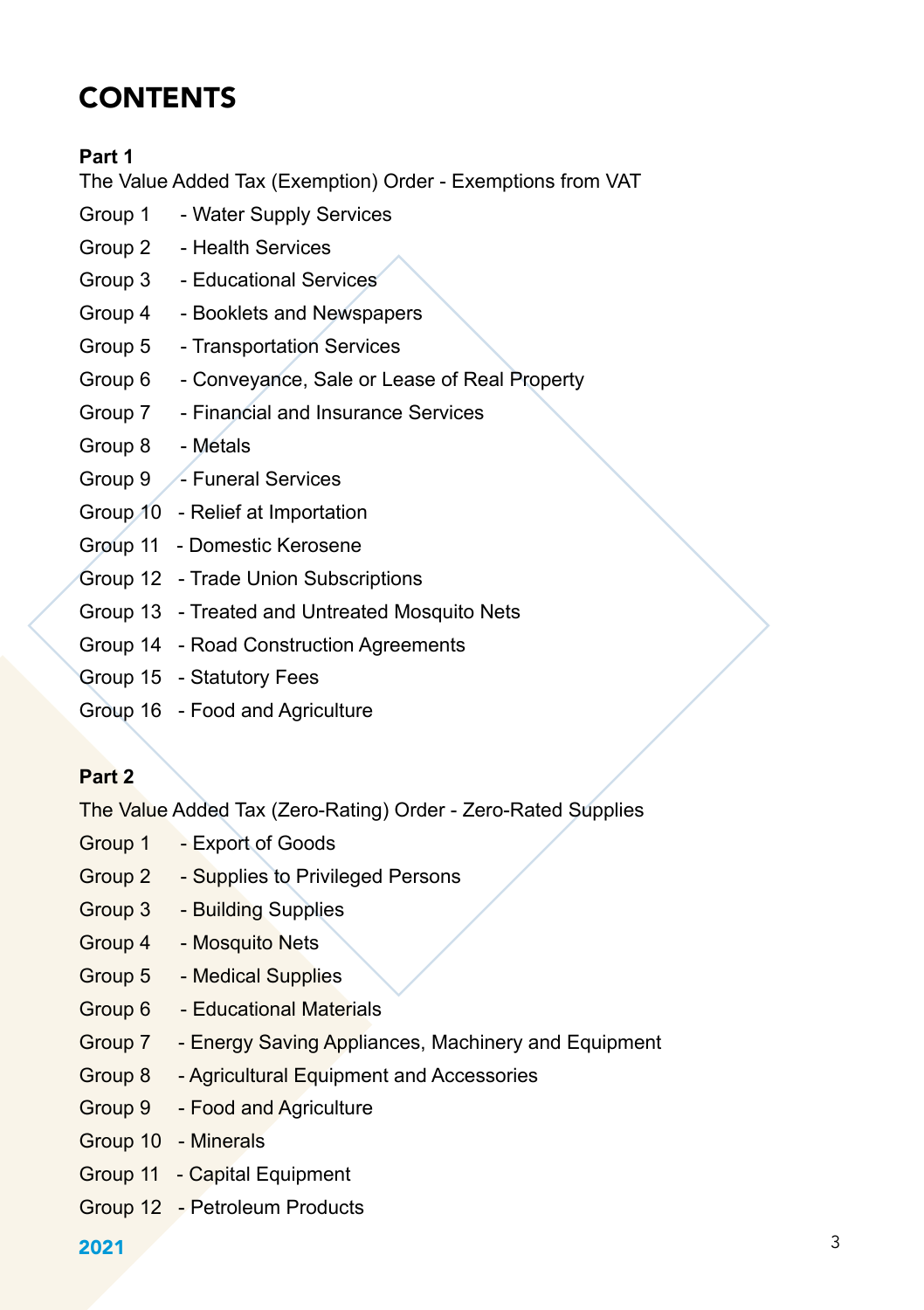# CONTENTS

**Part 1**

The Value Added Tax (Exemption) Order - Exemptions from VAT

Group 1 - Water Supply Services
Group 2 - Health Services
Group 3 - Educational Services
Group 4 - Booklets and Newspapers
Group 5 - Transportation Services
Group 6 - Conveyance, Sale or Lease of Real Property
Group 7 - Financial and Insurance Services
Group 8 - Metals
Group 9 - Funeral Services
Group 10 - Relief at Importation
Group 11 - Domestic Kerosene
Group 12 - Trade Union Subscriptions
Group 13 - Treated and Untreated Mosquito Nets
Group 14 - Road Construction Agreements
Group 15 - Statutory Fees
Group 16 - Food and Agriculture

**Part 2**

The Value Added Tax (Zero-Rating) Order - Zero-Rated Supplies

Group 1 - Export of Goods
Group 2 - Supplies to Privileged Persons
Group 3 - Building Supplies
Group 4 - Mosquito Nets
Group 5 - Medical Supplies
Group 6 - Educational Materials
Group 7 - Energy Saving Appliances, Machinery and Equipment
Group 8 - Agricultural Equipment and Accessories
Group 9 - Food and Agriculture
Group 10 - Minerals
Group 11 - Capital Equipment
Group 12 - Petroleum Products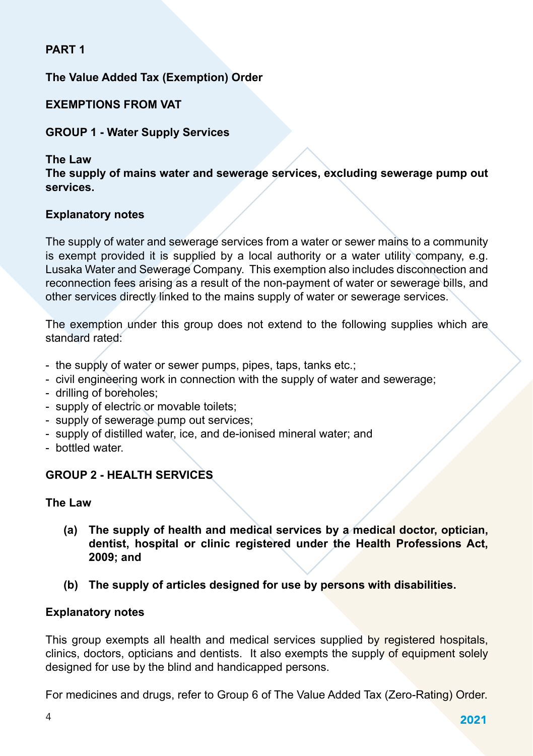## PART 1

## The Value Added Tax (Exemption) Order

## EXEMPTIONS FROM VAT

### GROUP 1 - Water Supply Services

**The Law**

**The supply of mains water and sewerage services, excluding sewerage pump out services.**

**Explanatory notes**

The supply of water and sewerage services from a water or sewer mains to a community is exempt provided it is supplied by a local authority or a water utility company, e.g. Lusaka Water and Sewerage Company. This exemption also includes disconnection and reconnection fees arising as a result of the non-payment of water or sewerage bills, and other services directly linked to the mains supply of water or sewerage services.

The exemption under this group does not extend to the following supplies which are standard rated:

- the supply of water or sewer pumps, pipes, taps, tanks etc.;
- civil engineering work in connection with the supply of water and sewerage;
- drilling of boreholes;
- supply of electric or movable toilets;
- supply of sewerage pump out services;
- supply of distilled water, ice, and de-ionised mineral water; and
- bottled water.

### GROUP 2 - HEALTH SERVICES

**The Law**

**(a) The supply of health and medical services by a medical doctor, optician, dentist, hospital or clinic registered under the Health Professions Act, 2009; and**

**(b) The supply of articles designed for use by persons with disabilities.**

**Explanatory notes**

This group exempts all health and medical services supplied by registered hospitals, clinics, doctors, opticians and dentists. It also exempts the supply of equipment solely designed for use by the blind and handicapped persons.

For medicines and drugs, refer to Group 6 of The Value Added Tax (Zero-Rating) Order.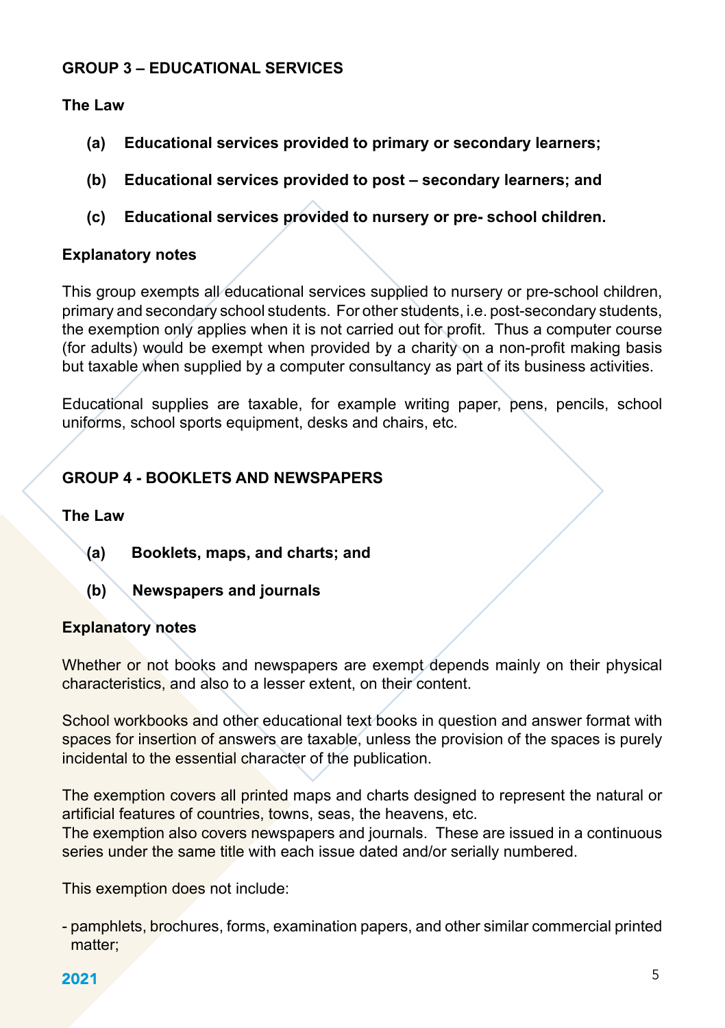## GROUP 3 – EDUCATIONAL SERVICES

### The Law

**(a) Educational services provided to primary or secondary learners;**

**(b) Educational services provided to post – secondary learners; and**

**(c) Educational services provided to nursery or pre- school children.**

### Explanatory notes

This group exempts all educational services supplied to nursery or pre-school children, primary and secondary school students. For other students, i.e. post-secondary students, the exemption only applies when it is not carried out for profit. Thus a computer course (for adults) would be exempt when provided by a charity on a non-profit making basis but taxable when supplied by a computer consultancy as part of its business activities.

Educational supplies are taxable, for example writing paper, pens, pencils, school uniforms, school sports equipment, desks and chairs, etc.

## GROUP 4 - BOOKLETS AND NEWSPAPERS

### The Law

**(a) Booklets, maps, and charts; and**

**(b) Newspapers and journals**

### Explanatory notes

Whether or not books and newspapers are exempt depends mainly on their physical characteristics, and also to a lesser extent, on their content.

School workbooks and other educational text books in question and answer format with spaces for insertion of answers are taxable, unless the provision of the spaces is purely incidental to the essential character of the publication.

The exemption covers all printed maps and charts designed to represent the natural or artificial features of countries, towns, seas, the heavens, etc.
The exemption also covers newspapers and journals. These are issued in a continuous series under the same title with each issue dated and/or serially numbered.

This exemption does not include:

- pamphlets, brochures, forms, examination papers, and other similar commercial printed matter;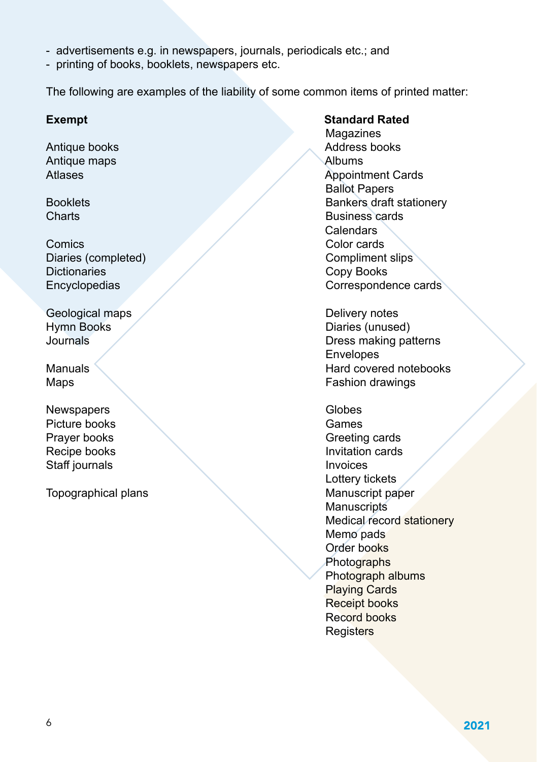- advertisements e.g. in newspapers, journals, periodicals etc.; and
- printing of books, booklets, newspapers etc.

The following are examples of the liability of some common items of printed matter:

**Exempt**

Antique books
Antique maps
Atlases

Booklets
Charts

Comics
Diaries (completed)
Dictionaries
Encyclopedias

Geological maps
Hymn Books
Journals

Manuals
Maps

Newspapers
Picture books
Prayer books
Recipe books
Staff journals

Topographical plans

**Standard Rated**

Magazines
Address books
Albums
Appointment Cards
Ballot Papers
Bankers draft stationery
Business cards
Calendars
Color cards
Compliment slips
Copy Books
Correspondence cards

Delivery notes
Diaries (unused)
Dress making patterns
Envelopes
Hard covered notebooks
Fashion drawings

Globes
Games
Greeting cards
Invitation cards
Invoices
Lottery tickets
Manuscript paper
Manuscripts
Medical record stationery
Memo pads
Order books
Photographs
Photograph albums
Playing Cards
Receipt books
Record books
Registers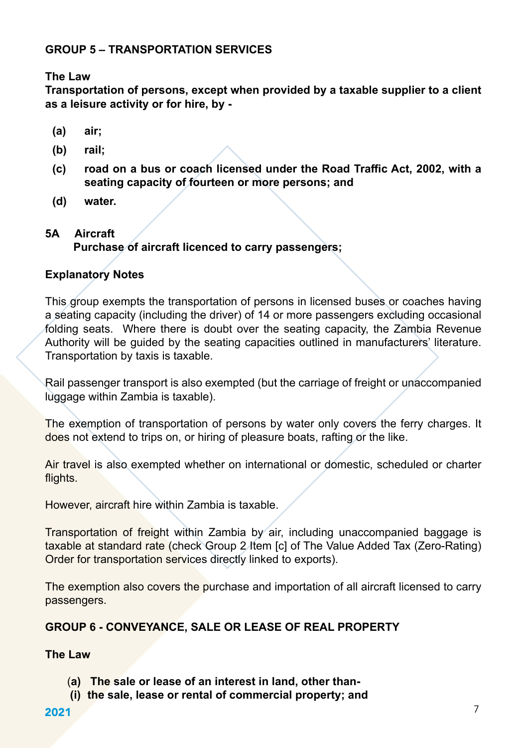## GROUP 5 – TRANSPORTATION SERVICES

**The Law**

**Transportation of persons, except when provided by a taxable supplier to a client as a leisure activity or for hire, by -**

- **(a) air;**
- **(b) rail;**
- **(c) road on a bus or coach licensed under the Road Traffic Act, 2002, with a seating capacity of fourteen or more persons; and**
- **(d) water.**

**5A Aircraft**

**Purchase of aircraft licenced to carry passengers;**

**Explanatory Notes**

This group exempts the transportation of persons in licensed buses or coaches having a seating capacity (including the driver) of 14 or more passengers excluding occasional folding seats. Where there is doubt over the seating capacity, the Zambia Revenue Authority will be guided by the seating capacities outlined in manufacturers' literature. Transportation by taxis is taxable.

Rail passenger transport is also exempted (but the carriage of freight or unaccompanied luggage within Zambia is taxable).

The exemption of transportation of persons by water only covers the ferry charges. It does not extend to trips on, or hiring of pleasure boats, rafting or the like.

Air travel is also exempted whether on international or domestic, scheduled or charter flights.

However, aircraft hire within Zambia is taxable.

Transportation of freight within Zambia by air, including unaccompanied baggage is taxable at standard rate (check Group 2 Item [c] of The Value Added Tax (Zero-Rating) Order for transportation services directly linked to exports).

The exemption also covers the purchase and importation of all aircraft licensed to carry passengers.

## GROUP 6 - CONVEYANCE, SALE OR LEASE OF REAL PROPERTY

**The Law**

**(a) The sale or lease of an interest in land, other than-**

**(i) the sale, lease or rental of commercial property; and**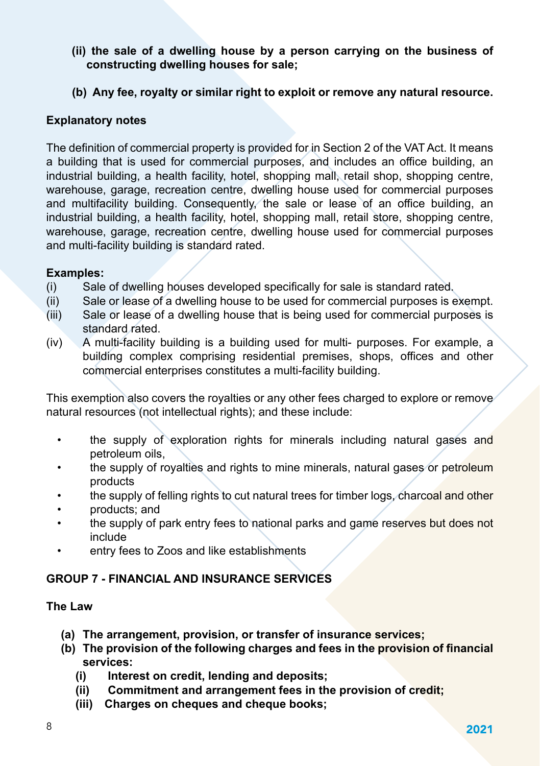(ii) **the sale of a dwelling house by a person carrying on the business of constructing dwelling houses for sale;**

**(b) Any fee, royalty or similar right to exploit or remove any natural resource.**

**Explanatory notes**

The definition of commercial property is provided for in Section 2 of the VAT Act. It means a building that is used for commercial purposes, and includes an office building, an industrial building, a health facility, hotel, shopping mall, retail shop, shopping centre, warehouse, garage, recreation centre, dwelling house used for commercial purposes and multifacility building. Consequently, the sale or lease of an office building, an industrial building, a health facility, hotel, shopping mall, retail store, shopping centre, warehouse, garage, recreation centre, dwelling house used for commercial purposes and multi-facility building is standard rated.

**Examples:**

(i) Sale of dwelling houses developed specifically for sale is standard rated.

(ii) Sale or lease of a dwelling house to be used for commercial purposes is exempt.

(iii) Sale or lease of a dwelling house that is being used for commercial purposes is standard rated.

(iv) A multi-facility building is a building used for multi- purposes. For example, a building complex comprising residential premises, shops, offices and other commercial enterprises constitutes a multi-facility building.

This exemption also covers the royalties or any other fees charged to explore or remove natural resources (not intellectual rights); and these include:

- the supply of exploration rights for minerals including natural gases and petroleum oils,
- the supply of royalties and rights to mine minerals, natural gases or petroleum products
- the supply of felling rights to cut natural trees for timber logs, charcoal and other
- products; and
- the supply of park entry fees to national parks and game reserves but does not include
- entry fees to Zoos and like establishments

## GROUP 7 - FINANCIAL AND INSURANCE SERVICES

**The Law**

**(a) The arrangement, provision, or transfer of insurance services;**

**(b) The provision of the following charges and fees in the provision of financial services:**

**(i) Interest on credit, lending and deposits;**

**(ii) Commitment and arrangement fees in the provision of credit;**

**(iii) Charges on cheques and cheque books;**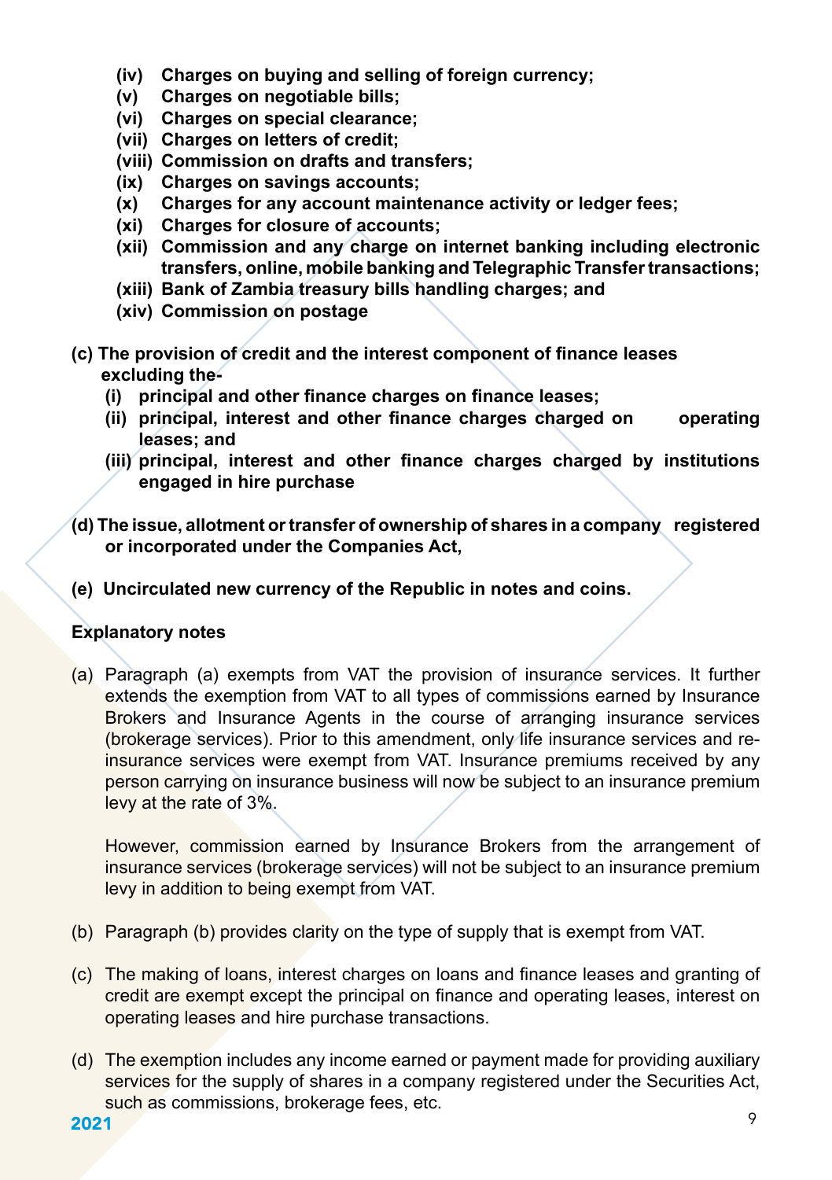(iv) **Charges on buying and selling of foreign currency;**
(v) **Charges on negotiable bills;**
(vi) **Charges on special clearance;**
(vii) **Charges on letters of credit;**
(viii) **Commission on drafts and transfers;**
(ix) **Charges on savings accounts;**
(x) **Charges for any account maintenance activity or ledger fees;**
(xi) **Charges for closure of accounts;**
(xii) **Commission and any charge on internet banking including electronic transfers, online, mobile banking and Telegraphic Transfer transactions;**
(xiii) **Bank of Zambia treasury bills handling charges; and**
(xiv) **Commission on postage**

**(c) The provision of credit and the interest component of finance leases excluding the-**

**(i) principal and other finance charges on finance leases;**
**(ii) principal, interest and other finance charges charged on operating leases; and**
**(iii) principal, interest and other finance charges charged by institutions engaged in hire purchase**

**(d) The issue, allotment or transfer of ownership of shares in a company registered or incorporated under the Companies Act,**

**(e) Uncirculated new currency of the Republic in notes and coins.**

**Explanatory notes**

(a) Paragraph (a) exempts from VAT the provision of insurance services. It further extends the exemption from VAT to all types of commissions earned by Insurance Brokers and Insurance Agents in the course of arranging insurance services (brokerage services). Prior to this amendment, only life insurance services and re-insurance services were exempt from VAT. Insurance premiums received by any person carrying on insurance business will now be subject to an insurance premium levy at the rate of 3%.

However, commission earned by Insurance Brokers from the arrangement of insurance services (brokerage services) will not be subject to an insurance premium levy in addition to being exempt from VAT.

(b) Paragraph (b) provides clarity on the type of supply that is exempt from VAT.

(c) The making of loans, interest charges on loans and finance leases and granting of credit are exempt except the principal on finance and operating leases, interest on operating leases and hire purchase transactions.

(d) The exemption includes any income earned or payment made for providing auxiliary services for the supply of shares in a company registered under the Securities Act, such as commissions, brokerage fees, etc.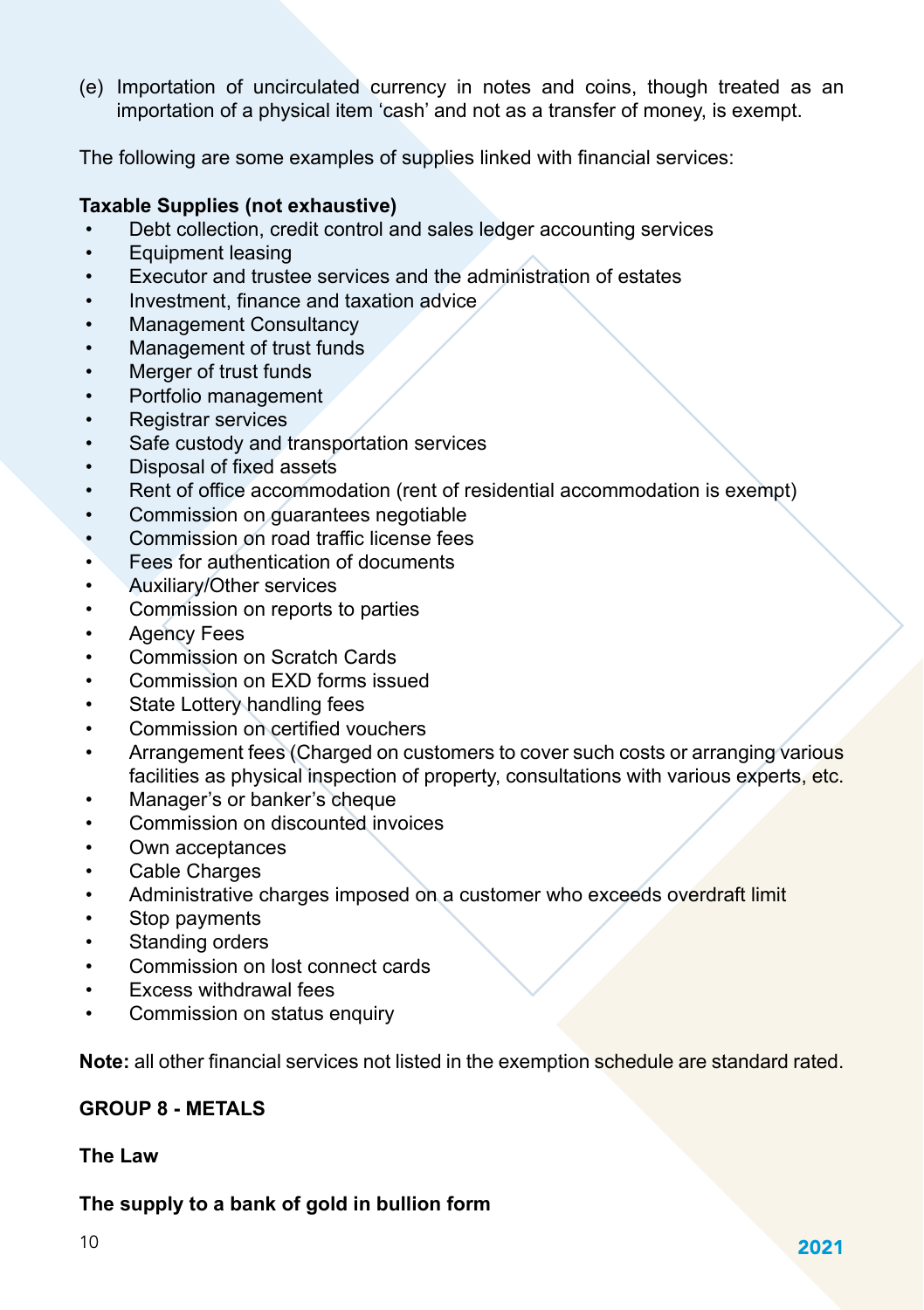(e) Importation of uncirculated currency in notes and coins, though treated as an importation of a physical item 'cash' and not as a transfer of money, is exempt.

The following are some examples of supplies linked with financial services:

**Taxable Supplies (not exhaustive)**

- Debt collection, credit control and sales ledger accounting services
- Equipment leasing
- Executor and trustee services and the administration of estates
- Investment, finance and taxation advice
- Management Consultancy
- Management of trust funds
- Merger of trust funds
- Portfolio management
- Registrar services
- Safe custody and transportation services
- Disposal of fixed assets
- Rent of office accommodation (rent of residential accommodation is exempt)
- Commission on guarantees negotiable
- Commission on road traffic license fees
- Fees for authentication of documents
- Auxiliary/Other services
- Commission on reports to parties
- Agency Fees
- Commission on Scratch Cards
- Commission on EXD forms issued
- State Lottery handling fees
- Commission on certified vouchers
- Arrangement fees (Charged on customers to cover such costs or arranging various facilities as physical inspection of property, consultations with various experts, etc.
- Manager's or banker's cheque
- Commission on discounted invoices
- Own acceptances
- Cable Charges
- Administrative charges imposed on a customer who exceeds overdraft limit
- Stop payments
- Standing orders
- Commission on lost connect cards
- Excess withdrawal fees
- Commission on status enquiry

**Note:** all other financial services not listed in the exemption schedule are standard rated.

**GROUP 8 - METALS**

**The Law**

**The supply to a bank of gold in bullion form**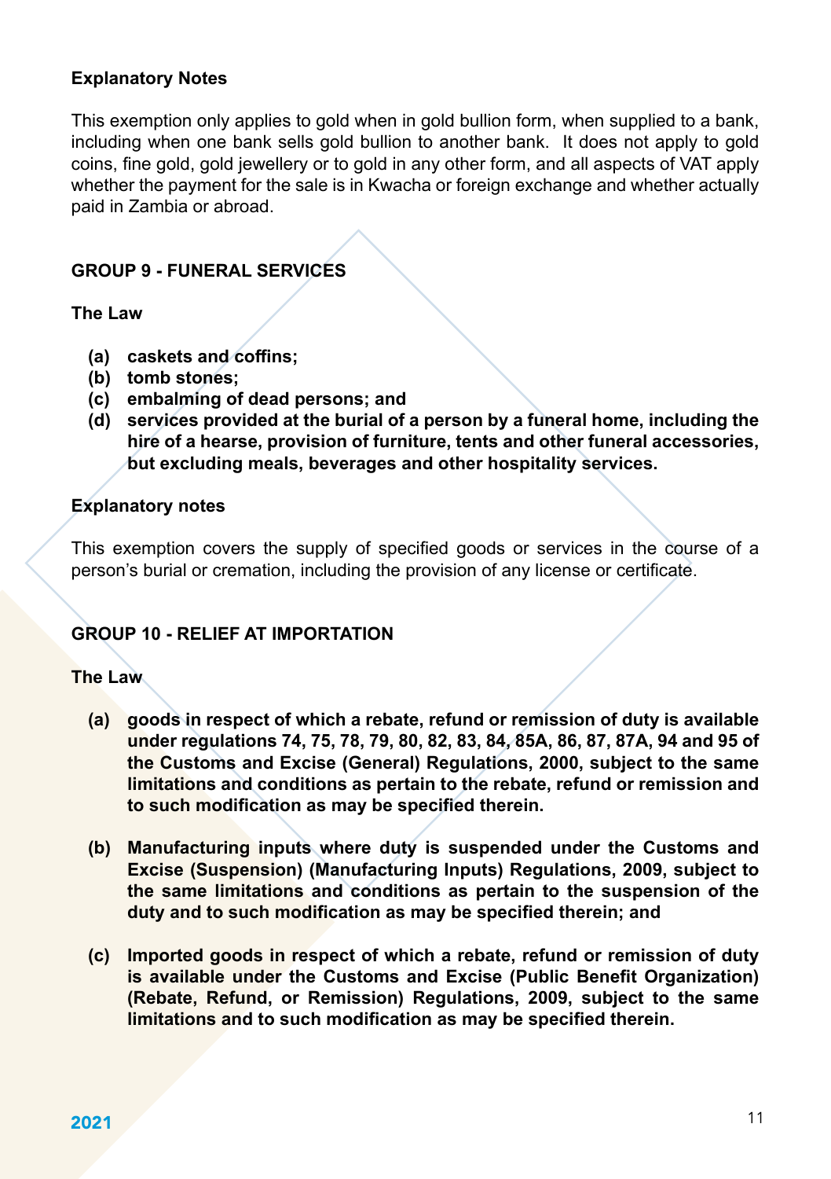**Explanatory Notes**

This exemption only applies to gold when in gold bullion form, when supplied to a bank, including when one bank sells gold bullion to another bank. It does not apply to gold coins, fine gold, gold jewellery or to gold in any other form, and all aspects of VAT apply whether the payment for the sale is in Kwacha or foreign exchange and whether actually paid in Zambia or abroad.

## GROUP 9 - FUNERAL SERVICES

**The Law**

- **(a) caskets and coffins;**
- **(b) tomb stones;**
- **(c) embalming of dead persons; and**
- **(d) services provided at the burial of a person by a funeral home, including the hire of a hearse, provision of furniture, tents and other funeral accessories, but excluding meals, beverages and other hospitality services.**

**Explanatory notes**

This exemption covers the supply of specified goods or services in the course of a person's burial or cremation, including the provision of any license or certificate.

## GROUP 10 - RELIEF AT IMPORTATION

**The Law**

- **(a) goods in respect of which a rebate, refund or remission of duty is available under regulations 74, 75, 78, 79, 80, 82, 83, 84, 85A, 86, 87, 87A, 94 and 95 of the Customs and Excise (General) Regulations, 2000, subject to the same limitations and conditions as pertain to the rebate, refund or remission and to such modification as may be specified therein.**

- **(b) Manufacturing inputs where duty is suspended under the Customs and Excise (Suspension) (Manufacturing Inputs) Regulations, 2009, subject to the same limitations and conditions as pertain to the suspension of the duty and to such modification as may be specified therein; and**

- **(c) Imported goods in respect of which a rebate, refund or remission of duty is available under the Customs and Excise (Public Benefit Organization) (Rebate, Refund, or Remission) Regulations, 2009, subject to the same limitations and to such modification as may be specified therein.**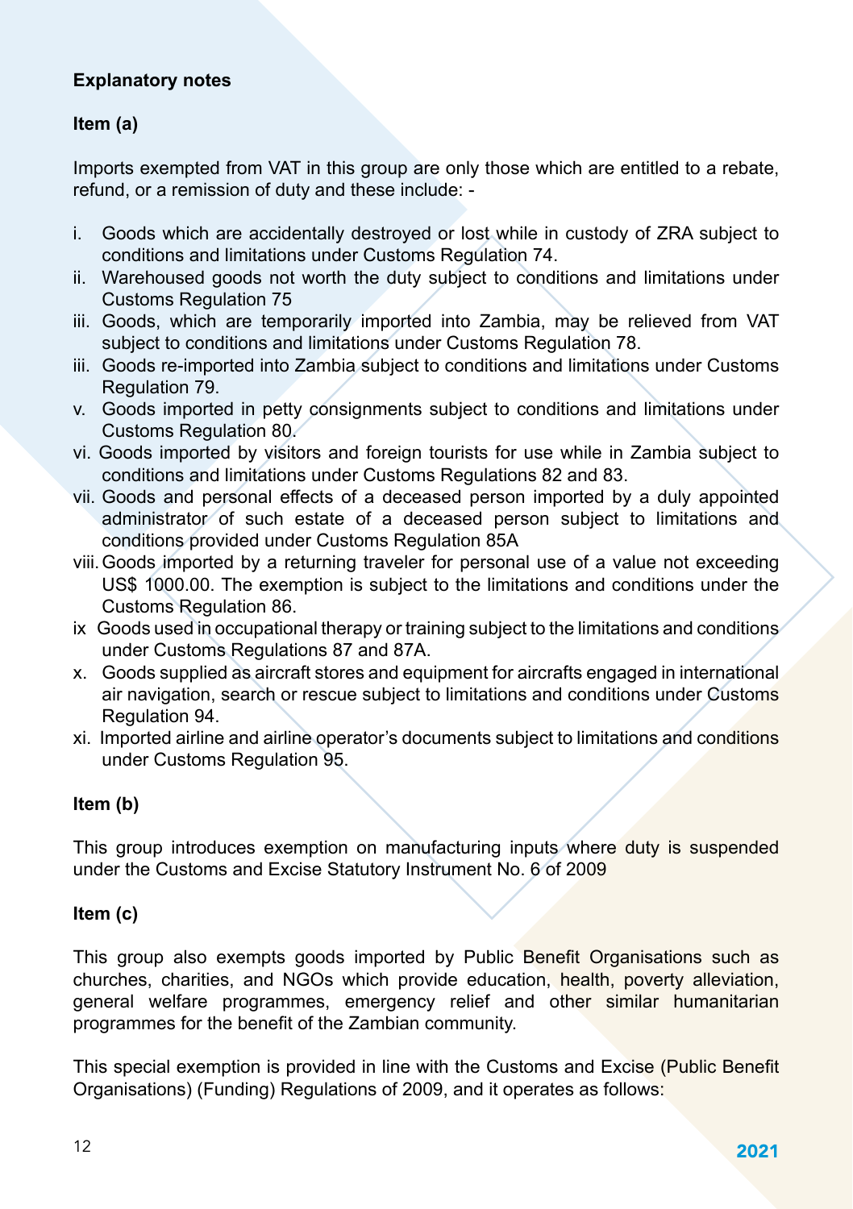**Explanatory notes**

**Item (a)**

Imports exempted from VAT in this group are only those which are entitled to a rebate, refund, or a remission of duty and these include: -

i. Goods which are accidentally destroyed or lost while in custody of ZRA subject to conditions and limitations under Customs Regulation 74.
ii. Warehoused goods not worth the duty subject to conditions and limitations under Customs Regulation 75
iii. Goods, which are temporarily imported into Zambia, may be relieved from VAT subject to conditions and limitations under Customs Regulation 78.
iii. Goods re-imported into Zambia subject to conditions and limitations under Customs Regulation 79.
v. Goods imported in petty consignments subject to conditions and limitations under Customs Regulation 80.
vi. Goods imported by visitors and foreign tourists for use while in Zambia subject to conditions and limitations under Customs Regulations 82 and 83.
vii. Goods and personal effects of a deceased person imported by a duly appointed administrator of such estate of a deceased person subject to limitations and conditions provided under Customs Regulation 85A
viii. Goods imported by a returning traveler for personal use of a value not exceeding US$ 1000.00. The exemption is subject to the limitations and conditions under the Customs Regulation 86.
ix Goods used in occupational therapy or training subject to the limitations and conditions under Customs Regulations 87 and 87A.
x. Goods supplied as aircraft stores and equipment for aircrafts engaged in international air navigation, search or rescue subject to limitations and conditions under Customs Regulation 94.
xi. Imported airline and airline operator's documents subject to limitations and conditions under Customs Regulation 95.

**Item (b)**

This group introduces exemption on manufacturing inputs where duty is suspended under the Customs and Excise Statutory Instrument No. 6 of 2009

**Item (c)**

This group also exempts goods imported by Public Benefit Organisations such as churches, charities, and NGOs which provide education, health, poverty alleviation, general welfare programmes, emergency relief and other similar humanitarian programmes for the benefit of the Zambian community.

This special exemption is provided in line with the Customs and Excise (Public Benefit Organisations) (Funding) Regulations of 2009, and it operates as follows: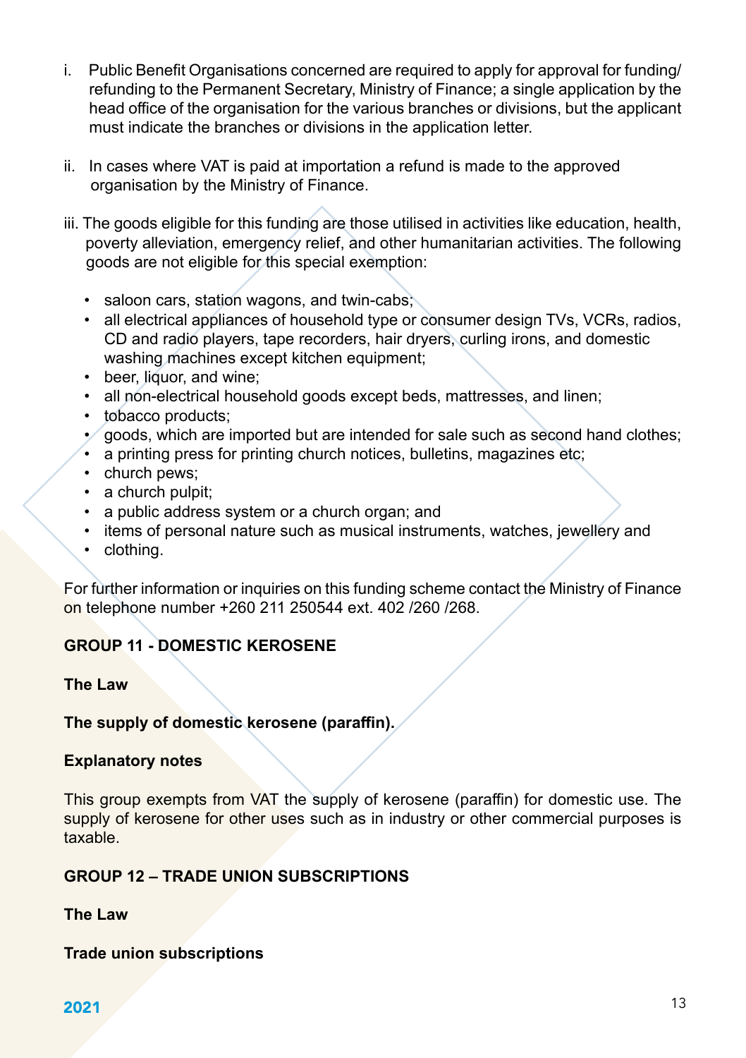i. Public Benefit Organisations concerned are required to apply for approval for funding/ refunding to the Permanent Secretary, Ministry of Finance; a single application by the head office of the organisation for the various branches or divisions, but the applicant must indicate the branches or divisions in the application letter.

ii. In cases where VAT is paid at importation a refund is made to the approved organisation by the Ministry of Finance.

iii. The goods eligible for this funding are those utilised in activities like education, health, poverty alleviation, emergency relief, and other humanitarian activities. The following goods are not eligible for this special exemption:

- saloon cars, station wagons, and twin-cabs;
- all electrical appliances of household type or consumer design TVs, VCRs, radios, CD and radio players, tape recorders, hair dryers, curling irons, and domestic washing machines except kitchen equipment;
- beer, liquor, and wine;
- all non-electrical household goods except beds, mattresses, and linen;
- tobacco products;
- goods, which are imported but are intended for sale such as second hand clothes;
- a printing press for printing church notices, bulletins, magazines etc;
- church pews;
- a church pulpit;
- a public address system or a church organ; and
- items of personal nature such as musical instruments, watches, jewellery and
- clothing.

For further information or inquiries on this funding scheme contact the Ministry of Finance on telephone number +260 211 250544 ext. 402 /260 /268.

**GROUP 11 - DOMESTIC KEROSENE**

**The Law**

**The supply of domestic kerosene (paraffin).**

**Explanatory notes**

This group exempts from VAT the supply of kerosene (paraffin) for domestic use. The supply of kerosene for other uses such as in industry or other commercial purposes is taxable.

**GROUP 12 – TRADE UNION SUBSCRIPTIONS**

**The Law**

**Trade union subscriptions**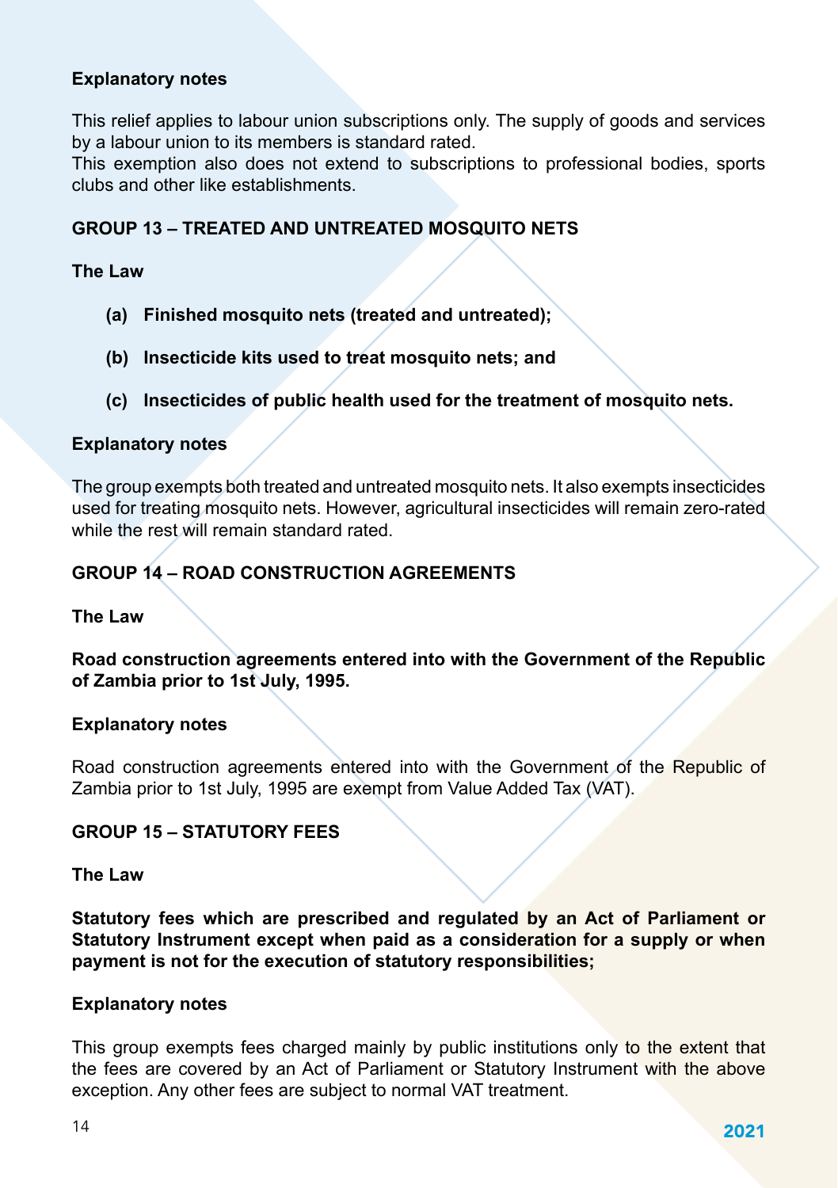### Explanatory notes

This relief applies to labour union subscriptions only. The supply of goods and services by a labour union to its members is standard rated.
This exemption also does not extend to subscriptions to professional bodies, sports clubs and other like establishments.

## GROUP 13 – TREATED AND UNTREATED MOSQUITO NETS

### The Law

- **(a) Finished mosquito nets (treated and untreated);**
- **(b) Insecticide kits used to treat mosquito nets; and**
- **(c) Insecticides of public health used for the treatment of mosquito nets.**

### Explanatory notes

The group exempts both treated and untreated mosquito nets. It also exempts insecticides used for treating mosquito nets. However, agricultural insecticides will remain zero-rated while the rest will remain standard rated.

## GROUP 14 – ROAD CONSTRUCTION AGREEMENTS

### The Law

**Road construction agreements entered into with the Government of the Republic of Zambia prior to 1st July, 1995.**

### Explanatory notes

Road construction agreements entered into with the Government of the Republic of Zambia prior to 1st July, 1995 are exempt from Value Added Tax (VAT).

## GROUP 15 – STATUTORY FEES

### The Law

**Statutory fees which are prescribed and regulated by an Act of Parliament or Statutory Instrument except when paid as a consideration for a supply or when payment is not for the execution of statutory responsibilities;**

### Explanatory notes

This group exempts fees charged mainly by public institutions only to the extent that the fees are covered by an Act of Parliament or Statutory Instrument with the above exception. Any other fees are subject to normal VAT treatment.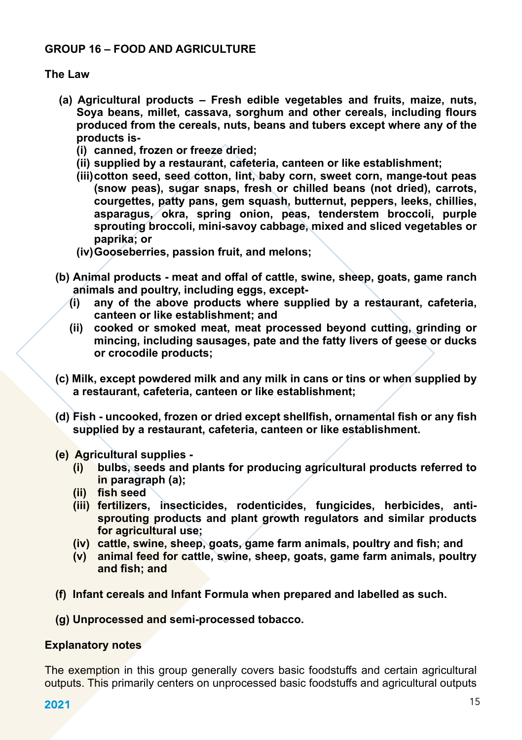**GROUP 16 – FOOD AND AGRICULTURE**

**The Law**

**(a) Agricultural products – Fresh edible vegetables and fruits, maize, nuts, Soya beans, millet, cassava, sorghum and other cereals, including flours produced from the cereals, nuts, beans and tubers except where any of the products is-**

**(i) canned, frozen or freeze dried;**

**(ii) supplied by a restaurant, cafeteria, canteen or like establishment;**

**(iii) cotton seed, seed cotton, lint, baby corn, sweet corn, mange-tout peas (snow peas), sugar snaps, fresh or chilled beans (not dried), carrots, courgettes, patty pans, gem squash, butternut, peppers, leeks, chillies, asparagus, okra, spring onion, peas, tenderstem broccoli, purple sprouting broccoli, mini-savoy cabbage, mixed and sliced vegetables or paprika; or**

**(iv) Gooseberries, passion fruit, and melons;**

**(b) Animal products - meat and offal of cattle, swine, sheep, goats, game ranch animals and poultry, including eggs, except-**

**(i) any of the above products where supplied by a restaurant, cafeteria, canteen or like establishment; and**

**(ii) cooked or smoked meat, meat processed beyond cutting, grinding or mincing, including sausages, pate and the fatty livers of geese or ducks or crocodile products;**

**(c) Milk, except powdered milk and any milk in cans or tins or when supplied by a restaurant, cafeteria, canteen or like establishment;**

**(d) Fish - uncooked, frozen or dried except shellfish, ornamental fish or any fish supplied by a restaurant, cafeteria, canteen or like establishment.**

**(e) Agricultural supplies -**

**(i) bulbs, seeds and plants for producing agricultural products referred to in paragraph (a);**

**(ii) fish seed**

**(iii) fertilizers, insecticides, rodenticides, fungicides, herbicides, anti-sprouting products and plant growth regulators and similar products for agricultural use;**

**(iv) cattle, swine, sheep, goats, game farm animals, poultry and fish; and**

**(v) animal feed for cattle, swine, sheep, goats, game farm animals, poultry and fish; and**

**(f) Infant cereals and Infant Formula when prepared and labelled as such.**

**(g) Unprocessed and semi-processed tobacco.**

**Explanatory notes**

The exemption in this group generally covers basic foodstuffs and certain agricultural outputs. This primarily centers on unprocessed basic foodstuffs and agricultural outputs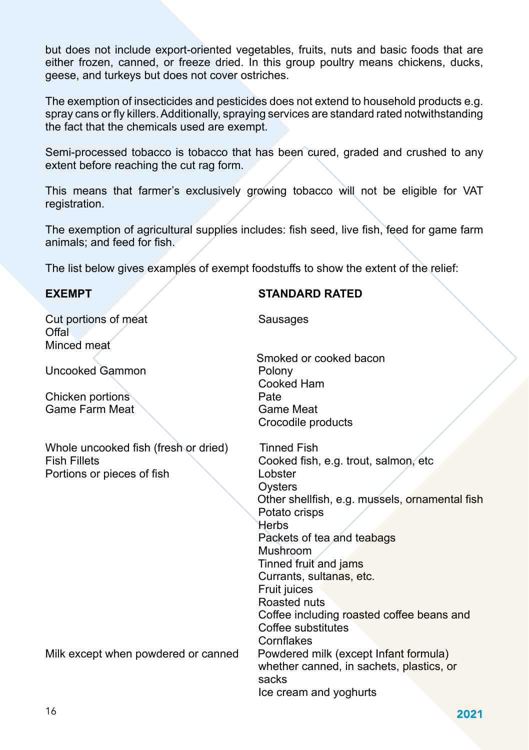but does not include export-oriented vegetables, fruits, nuts and basic foods that are either frozen, canned, or freeze dried. In this group poultry means chickens, ducks, geese, and turkeys but does not cover ostriches.

The exemption of insecticides and pesticides does not extend to household products e.g. spray cans or fly killers. Additionally, spraying services are standard rated notwithstanding the fact that the chemicals used are exempt.

Semi-processed tobacco is tobacco that has been cured, graded and crushed to any extent before reaching the cut rag form.

This means that farmer's exclusively growing tobacco will not be eligible for VAT registration.

The exemption of agricultural supplies includes: fish seed, live fish, feed for game farm animals; and feed for fish.

The list below gives examples of exempt foodstuffs to show the extent of the relief:

| **EXEMPT** | **STANDARD RATED** |
|---|---|
| Cut portions of meat | Sausages |
| Offal | |
| Minced meat | |
| | Smoked or cooked bacon |
| Uncooked Gammon | Polony |
| | Cooked Ham |
| Chicken portions | Pate |
| Game Farm Meat | Game Meat |
| | Crocodile products |
| Whole uncooked fish (fresh or dried) | Tinned Fish |
| Fish Fillets | Cooked fish, e.g. trout, salmon, etc |
| Portions or pieces of fish | Lobster |
| | Oysters |
| | Other shellfish, e.g. mussels, ornamental fish |
| | Potato crisps |
| | Herbs |
| | Packets of tea and teabags |
| | Mushroom |
| | Tinned fruit and jams |
| | Currants, sultanas, etc. |
| | Fruit juices |
| | Roasted nuts |
| | Coffee including roasted coffee beans and Coffee substitutes |
| | Cornflakes |
| Milk except when powdered or canned | Powdered milk (except Infant formula) whether canned, in sachets, plastics, or sacks |
| | Ice cream and yoghurts |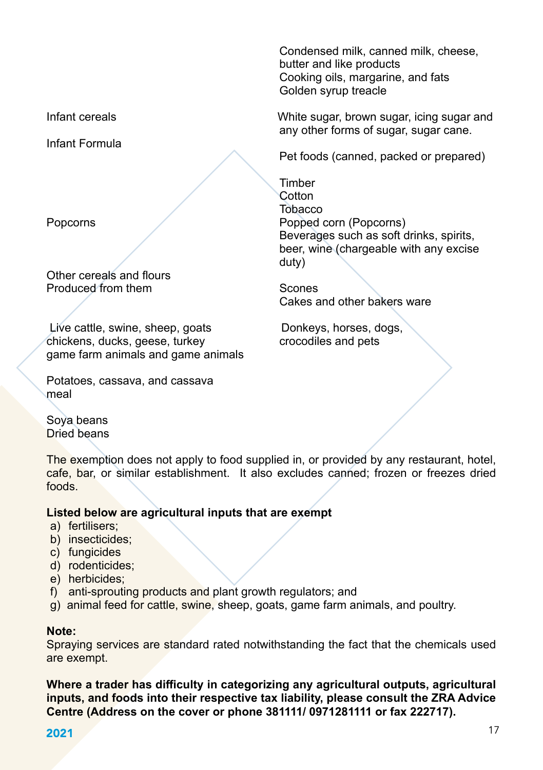| | |
|---|---|
| | Condensed milk, canned milk, cheese, butter and like products<br>Cooking oils, margarine, and fats<br>Golden syrup treacle |
| Infant cereals<br><br>Infant Formula | White sugar, brown sugar, icing sugar and any other forms of sugar, sugar cane.<br><br>Pet foods (canned, packed or prepared) |
| | Timber<br>Cotton<br>Tobacco |
| Popcorns | Popped corn (Popcorns)<br>Beverages such as soft drinks, spirits, beer, wine (chargeable with any excise duty) |
| Other cereals and flours Produced from them | Scones<br>Cakes and other bakers ware |
| Live cattle, swine, sheep, goats chickens, ducks, geese, turkey game farm animals and game animals | Donkeys, horses, dogs, crocodiles and pets |
| Potatoes, cassava, and cassava meal | |
| Soya beans<br>Dried beans | |

The exemption does not apply to food supplied in, or provided by any restaurant, hotel, cafe, bar, or similar establishment. It also excludes canned; frozen or freezes dried foods.

**Listed below are agricultural inputs that are exempt**

a) fertilisers;
b) insecticides;
c) fungicides
d) rodenticides;
e) herbicides;
f) anti-sprouting products and plant growth regulators; and
g) animal feed for cattle, swine, sheep, goats, game farm animals, and poultry.

**Note:**
Spraying services are standard rated notwithstanding the fact that the chemicals used are exempt.

**Where a trader has difficulty in categorizing any agricultural outputs, agricultural inputs, and foods into their respective tax liability, please consult the ZRA Advice Centre (Address on the cover or phone 381111/ 0971281111 or fax 222717).**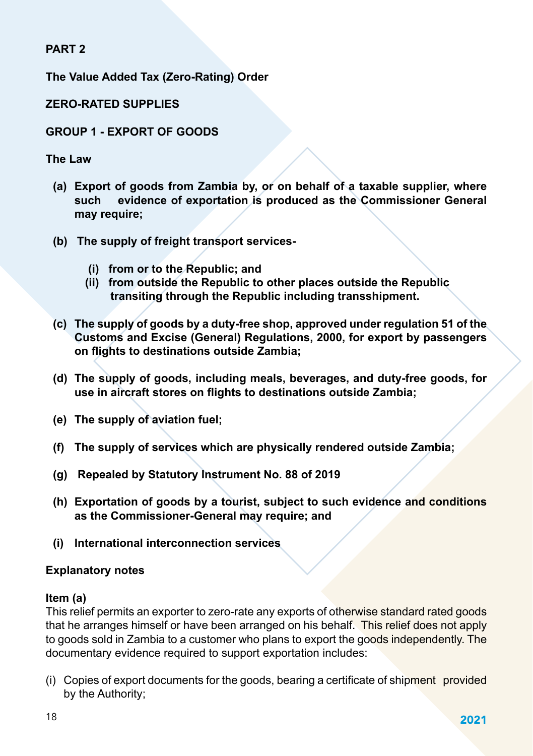**PART 2**

**The Value Added Tax (Zero-Rating) Order**

**ZERO-RATED SUPPLIES**

**GROUP 1 - EXPORT OF GOODS**

**The Law**

**(a) Export of goods from Zambia by, or on behalf of a taxable supplier, where such evidence of exportation is produced as the Commissioner General may require;**

**(b) The supply of freight transport services-**

**(i) from or to the Republic; and**

**(ii) from outside the Republic to other places outside the Republic transiting through the Republic including transshipment.**

**(c) The supply of goods by a duty-free shop, approved under regulation 51 of the Customs and Excise (General) Regulations, 2000, for export by passengers on flights to destinations outside Zambia;**

**(d) The supply of goods, including meals, beverages, and duty-free goods, for use in aircraft stores on flights to destinations outside Zambia;**

**(e) The supply of aviation fuel;**

**(f) The supply of services which are physically rendered outside Zambia;**

**(g) Repealed by Statutory Instrument No. 88 of 2019**

**(h) Exportation of goods by a tourist, subject to such evidence and conditions as the Commissioner-General may require; and**

**(i) International interconnection services**

**Explanatory notes**

**Item (a)**

This relief permits an exporter to zero-rate any exports of otherwise standard rated goods that he arranges himself or have been arranged on his behalf. This relief does not apply to goods sold in Zambia to a customer who plans to export the goods independently. The documentary evidence required to support exportation includes:

(i) Copies of export documents for the goods, bearing a certificate of shipment provided by the Authority;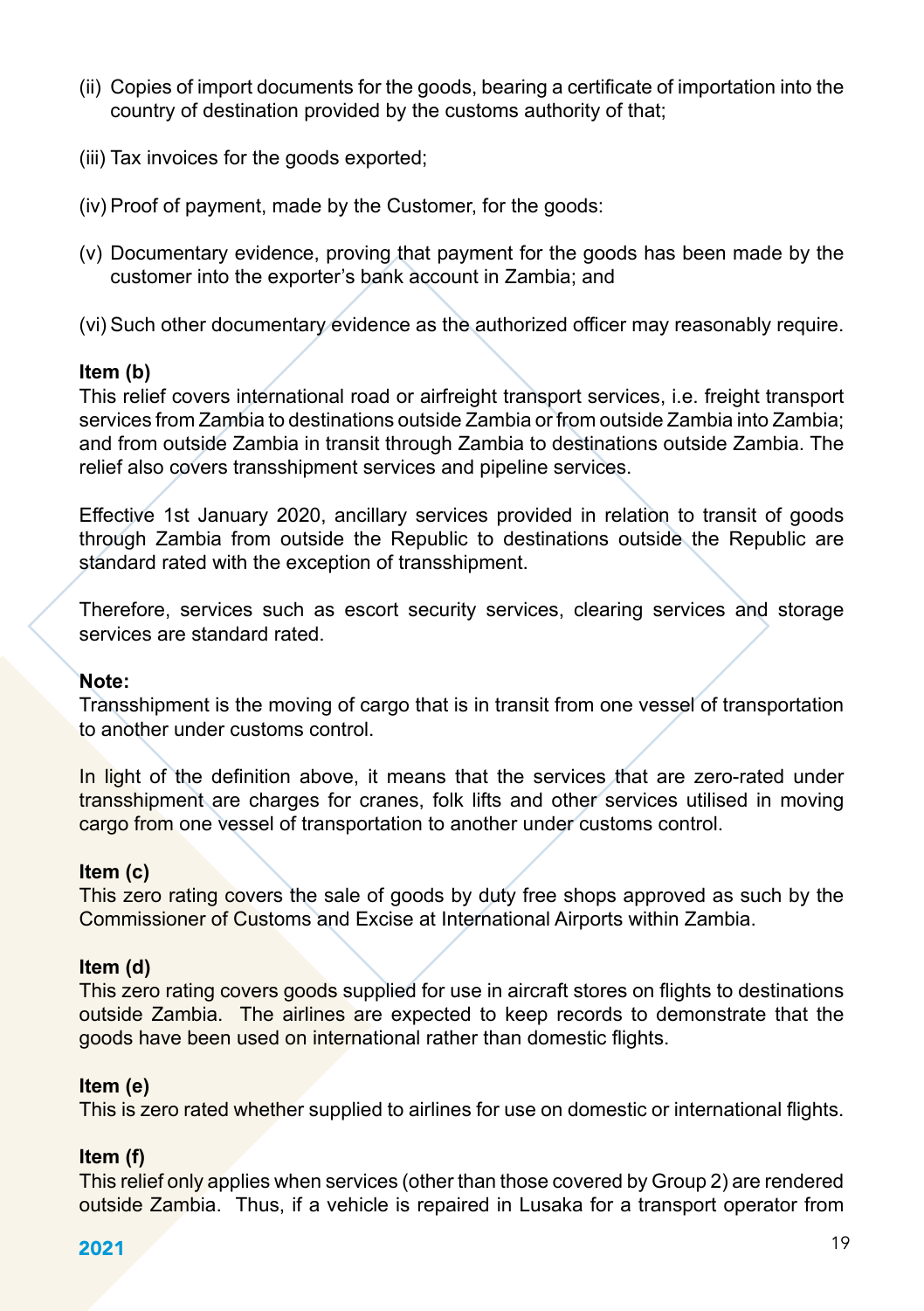(ii) Copies of import documents for the goods, bearing a certificate of importation into the country of destination provided by the customs authority of that;

(iii) Tax invoices for the goods exported;

(iv) Proof of payment, made by the Customer, for the goods:

(v) Documentary evidence, proving that payment for the goods has been made by the customer into the exporter's bank account in Zambia; and

(vi) Such other documentary evidence as the authorized officer may reasonably require.

**Item (b)**
This relief covers international road or airfreight transport services, i.e. freight transport services from Zambia to destinations outside Zambia or from outside Zambia into Zambia; and from outside Zambia in transit through Zambia to destinations outside Zambia. The relief also covers transshipment services and pipeline services.

Effective 1st January 2020, ancillary services provided in relation to transit of goods through Zambia from outside the Republic to destinations outside the Republic are standard rated with the exception of transshipment.

Therefore, services such as escort security services, clearing services and storage services are standard rated.

**Note:**
Transshipment is the moving of cargo that is in transit from one vessel of transportation to another under customs control.

In light of the definition above, it means that the services that are zero-rated under transshipment are charges for cranes, folk lifts and other services utilised in moving cargo from one vessel of transportation to another under customs control.

**Item (c)**
This zero rating covers the sale of goods by duty free shops approved as such by the Commissioner of Customs and Excise at International Airports within Zambia.

**Item (d)**
This zero rating covers goods supplied for use in aircraft stores on flights to destinations outside Zambia. The airlines are expected to keep records to demonstrate that the goods have been used on international rather than domestic flights.

**Item (e)**
This is zero rated whether supplied to airlines for use on domestic or international flights.

**Item (f)**
This relief only applies when services (other than those covered by Group 2) are rendered outside Zambia. Thus, if a vehicle is repaired in Lusaka for a transport operator from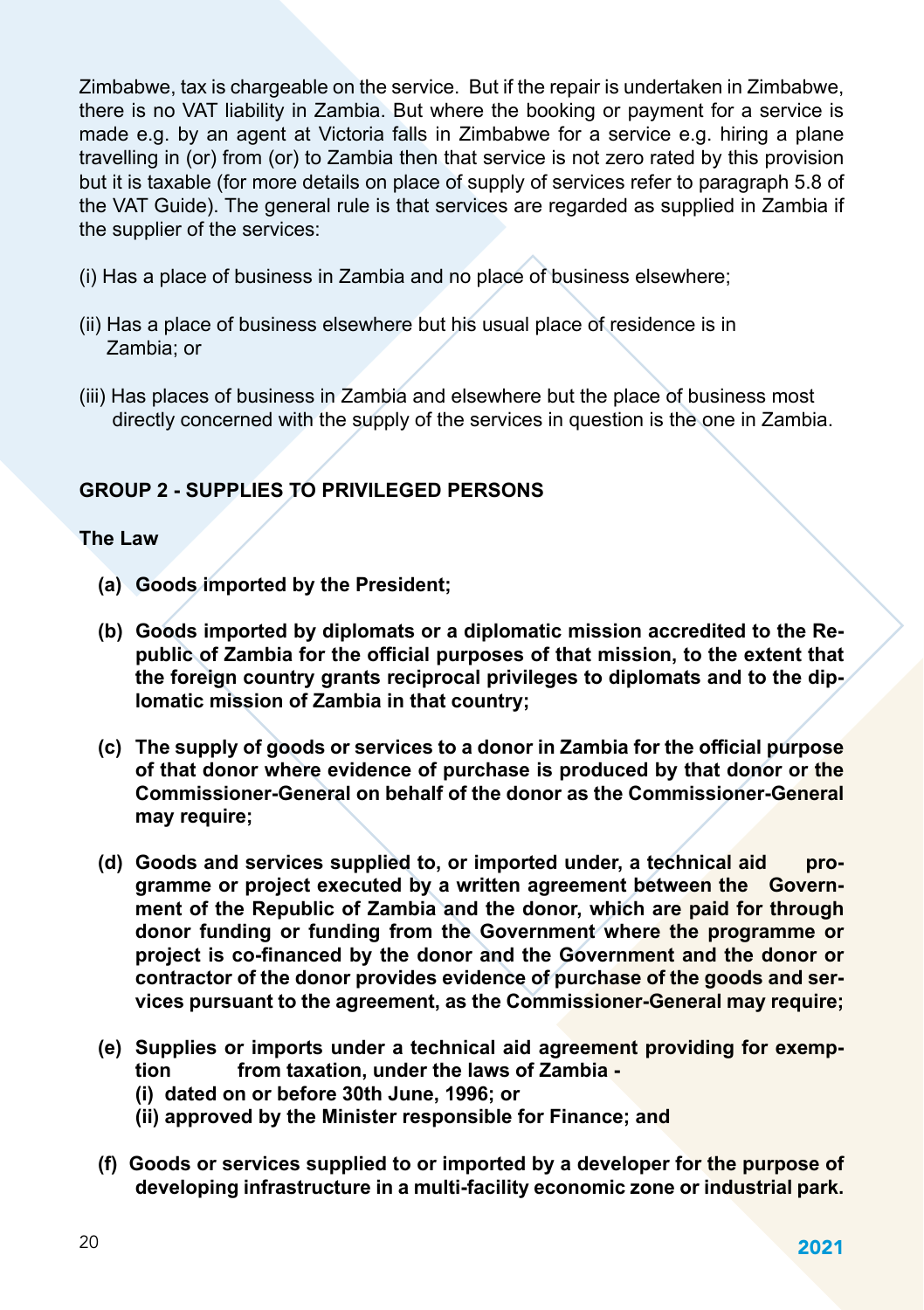Zimbabwe, tax is chargeable on the service. But if the repair is undertaken in Zimbabwe, there is no VAT liability in Zambia. But where the booking or payment for a service is made e.g. by an agent at Victoria falls in Zimbabwe for a service e.g. hiring a plane travelling in (or) from (or) to Zambia then that service is not zero rated by this provision but it is taxable (for more details on place of supply of services refer to paragraph 5.8 of the VAT Guide). The general rule is that services are regarded as supplied in Zambia if the supplier of the services:

(i) Has a place of business in Zambia and no place of business elsewhere;

(ii) Has a place of business elsewhere but his usual place of residence is in Zambia; or

(iii) Has places of business in Zambia and elsewhere but the place of business most directly concerned with the supply of the services in question is the one in Zambia.

### GROUP 2 - SUPPLIES TO PRIVILEGED PERSONS

**The Law**

**(a) Goods imported by the President;**

**(b) Goods imported by diplomats or a diplomatic mission accredited to the Republic of Zambia for the official purposes of that mission, to the extent that the foreign country grants reciprocal privileges to diplomats and to the diplomatic mission of Zambia in that country;**

**(c) The supply of goods or services to a donor in Zambia for the official purpose of that donor where evidence of purchase is produced by that donor or the Commissioner-General on behalf of the donor as the Commissioner-General may require;**

**(d) Goods and services supplied to, or imported under, a technical aid programme or project executed by a written agreement between the Government of the Republic of Zambia and the donor, which are paid for through donor funding or funding from the Government where the programme or project is co-financed by the donor and the Government and the donor or contractor of the donor provides evidence of purchase of the goods and services pursuant to the agreement, as the Commissioner-General may require;**

**(e) Supplies or imports under a technical aid agreement providing for exemption from taxation, under the laws of Zambia -**
**(i) dated on or before 30th June, 1996; or**
**(ii) approved by the Minister responsible for Finance; and**

**(f) Goods or services supplied to or imported by a developer for the purpose of developing infrastructure in a multi-facility economic zone or industrial park.**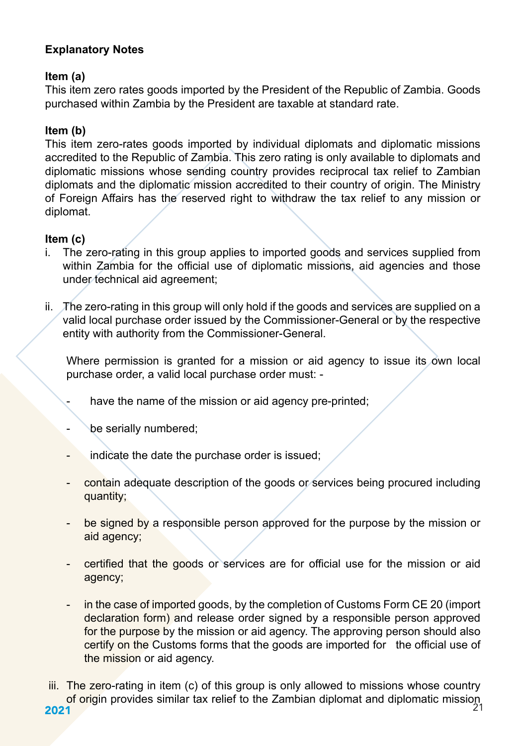**Explanatory Notes**

**Item (a)**

This item zero rates goods imported by the President of the Republic of Zambia. Goods purchased within Zambia by the President are taxable at standard rate.

**Item (b)**

This item zero-rates goods imported by individual diplomats and diplomatic missions accredited to the Republic of Zambia. This zero rating is only available to diplomats and diplomatic missions whose sending country provides reciprocal tax relief to Zambian diplomats and the diplomatic mission accredited to their country of origin. The Ministry of Foreign Affairs has the reserved right to withdraw the tax relief to any mission or diplomat.

**Item (c)**

i. The zero-rating in this group applies to imported goods and services supplied from within Zambia for the official use of diplomatic missions, aid agencies and those under technical aid agreement;

ii. The zero-rating in this group will only hold if the goods and services are supplied on a valid local purchase order issued by the Commissioner-General or by the respective entity with authority from the Commissioner-General.

   Where permission is granted for a mission or aid agency to issue its own local purchase order, a valid local purchase order must: -

   - have the name of the mission or aid agency pre-printed;
   - be serially numbered;
   - indicate the date the purchase order is issued;
   - contain adequate description of the goods or services being procured including quantity;
   - be signed by a responsible person approved for the purpose by the mission or aid agency;
   - certified that the goods or services are for official use for the mission or aid agency;
   - in the case of imported goods, by the completion of Customs Form CE 20 (import declaration form) and release order signed by a responsible person approved for the purpose by the mission or aid agency. The approving person should also certify on the Customs forms that the goods are imported for the official use of the mission or aid agency.

iii. The zero-rating in item (c) of this group is only allowed to missions whose country of origin provides similar tax relief to the Zambian diplomat and diplomatic mission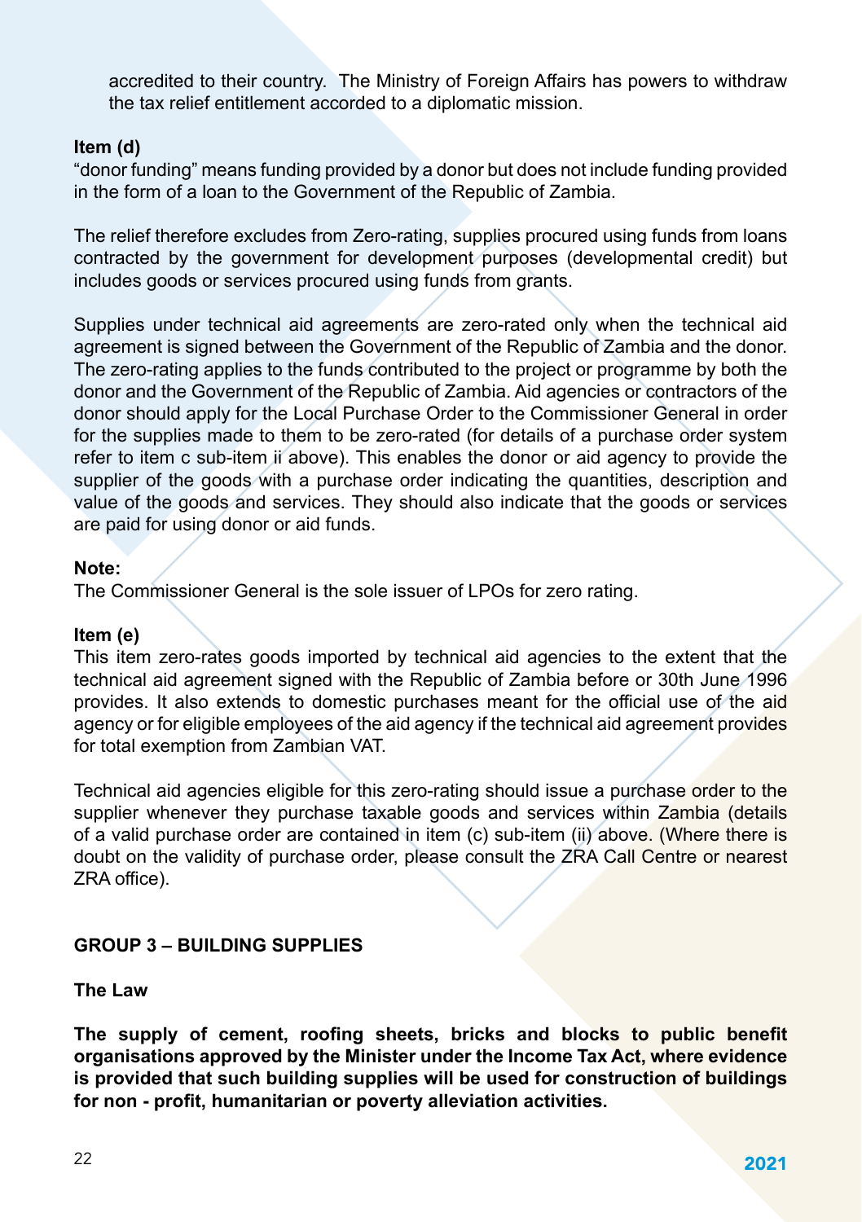accredited to their country. The Ministry of Foreign Affairs has powers to withdraw the tax relief entitlement accorded to a diplomatic mission.

**Item (d)**

"donor funding" means funding provided by a donor but does not include funding provided in the form of a loan to the Government of the Republic of Zambia.

The relief therefore excludes from Zero-rating, supplies procured using funds from loans contracted by the government for development purposes (developmental credit) but includes goods or services procured using funds from grants.

Supplies under technical aid agreements are zero-rated only when the technical aid agreement is signed between the Government of the Republic of Zambia and the donor. The zero-rating applies to the funds contributed to the project or programme by both the donor and the Government of the Republic of Zambia. Aid agencies or contractors of the donor should apply for the Local Purchase Order to the Commissioner General in order for the supplies made to them to be zero-rated (for details of a purchase order system refer to item c sub-item ii above). This enables the donor or aid agency to provide the supplier of the goods with a purchase order indicating the quantities, description and value of the goods and services. They should also indicate that the goods or services are paid for using donor or aid funds.

**Note:**

The Commissioner General is the sole issuer of LPOs for zero rating.

**Item (e)**

This item zero-rates goods imported by technical aid agencies to the extent that the technical aid agreement signed with the Republic of Zambia before or 30th June 1996 provides. It also extends to domestic purchases meant for the official use of the aid agency or for eligible employees of the aid agency if the technical aid agreement provides for total exemption from Zambian VAT.

Technical aid agencies eligible for this zero-rating should issue a purchase order to the supplier whenever they purchase taxable goods and services within Zambia (details of a valid purchase order are contained in item (c) sub-item (ii) above. (Where there is doubt on the validity of purchase order, please consult the ZRA Call Centre or nearest ZRA office).

## GROUP 3 – BUILDING SUPPLIES

**The Law**

**The supply of cement, roofing sheets, bricks and blocks to public benefit organisations approved by the Minister under the Income Tax Act, where evidence is provided that such building supplies will be used for construction of buildings for non - profit, humanitarian or poverty alleviation activities.**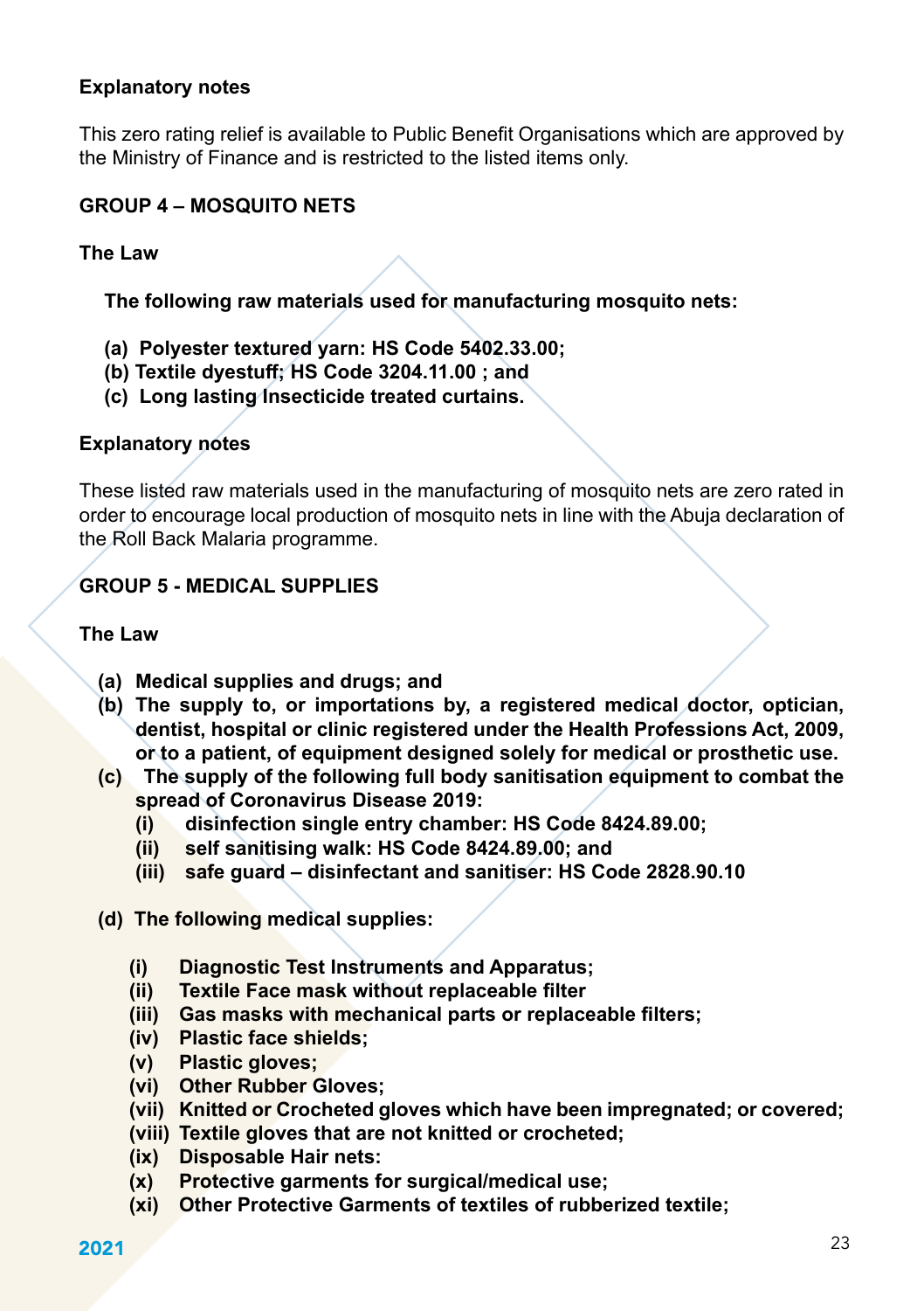**Explanatory notes**

This zero rating relief is available to Public Benefit Organisations which are approved by the Ministry of Finance and is restricted to the listed items only.

**GROUP 4 – MOSQUITO NETS**

**The Law**

**The following raw materials used for manufacturing mosquito nets:**

**(a) Polyester textured yarn: HS Code 5402.33.00;**
**(b) Textile dyestuff; HS Code 3204.11.00 ; and**
**(c) Long lasting Insecticide treated curtains.**

**Explanatory notes**

These listed raw materials used in the manufacturing of mosquito nets are zero rated in order to encourage local production of mosquito nets in line with the Abuja declaration of the Roll Back Malaria programme.

**GROUP 5 - MEDICAL SUPPLIES**

**The Law**

**(a) Medical supplies and drugs; and**
**(b) The supply to, or importations by, a registered medical doctor, optician, dentist, hospital or clinic registered under the Health Professions Act, 2009, or to a patient, of equipment designed solely for medical or prosthetic use.**
**(c) The supply of the following full body sanitisation equipment to combat the spread of Coronavirus Disease 2019:**
   **(i) disinfection single entry chamber: HS Code 8424.89.00;**
   **(ii) self sanitising walk: HS Code 8424.89.00; and**
   **(iii) safe guard – disinfectant and sanitiser: HS Code 2828.90.10**

**(d) The following medical supplies:**

   **(i) Diagnostic Test Instruments and Apparatus;**
   **(ii) Textile Face mask without replaceable filter**
   **(iii) Gas masks with mechanical parts or replaceable filters;**
   **(iv) Plastic face shields;**
   **(v) Plastic gloves;**
   **(vi) Other Rubber Gloves;**
   **(vii) Knitted or Crocheted gloves which have been impregnated; or covered;**
   **(viii) Textile gloves that are not knitted or crocheted;**
   **(ix) Disposable Hair nets:**
   **(x) Protective garments for surgical/medical use;**
   **(xi) Other Protective Garments of textiles of rubberized textile;**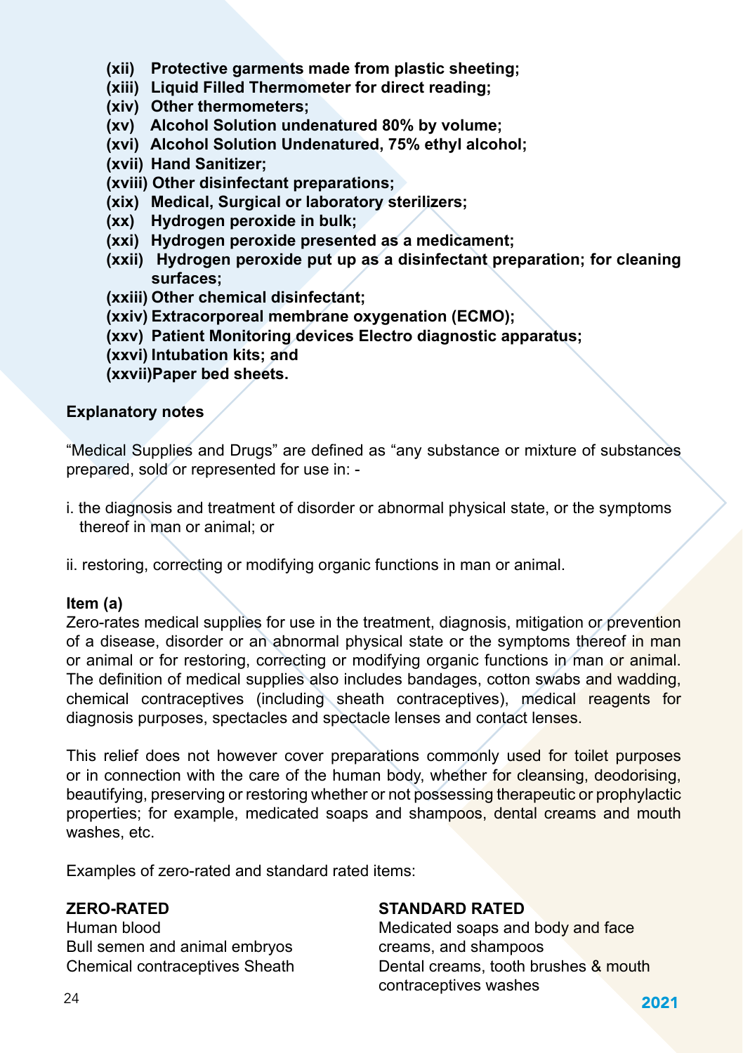- (xii) Protective garments made from plastic sheeting;
- (xiii) Liquid Filled Thermometer for direct reading;
- (xiv) Other thermometers;
- (xv) Alcohol Solution undenatured 80% by volume;
- (xvi) Alcohol Solution Undenatured, 75% ethyl alcohol;
- (xvii) Hand Sanitizer;
- (xviii) Other disinfectant preparations;
- (xix) Medical, Surgical or laboratory sterilizers;
- (xx) Hydrogen peroxide in bulk;
- (xxi) Hydrogen peroxide presented as a medicament;
- (xxii) Hydrogen peroxide put up as a disinfectant preparation; for cleaning surfaces;
- (xxiii) Other chemical disinfectant;
- (xxiv) Extracorporeal membrane oxygenation (ECMO);
- (xxv) Patient Monitoring devices Electro diagnostic apparatus;
- (xxvi) Intubation kits; and
- (xxvii) Paper bed sheets.

**Explanatory notes**

"Medical Supplies and Drugs" are defined as "any substance or mixture of substances prepared, sold or represented for use in: -

i. the diagnosis and treatment of disorder or abnormal physical state, or the symptoms thereof in man or animal; or

ii. restoring, correcting or modifying organic functions in man or animal.

**Item (a)**

Zero-rates medical supplies for use in the treatment, diagnosis, mitigation or prevention of a disease, disorder or an abnormal physical state or the symptoms thereof in man or animal or for restoring, correcting or modifying organic functions in man or animal. The definition of medical supplies also includes bandages, cotton swabs and wadding, chemical contraceptives (including sheath contraceptives), medical reagents for diagnosis purposes, spectacles and spectacle lenses and contact lenses.

This relief does not however cover preparations commonly used for toilet purposes or in connection with the care of the human body, whether for cleansing, deodorising, beautifying, preserving or restoring whether or not possessing therapeutic or prophylactic properties; for example, medicated soaps and shampoos, dental creams and mouth washes, etc.

Examples of zero-rated and standard rated items:

| **ZERO-RATED** | **STANDARD RATED** |
|---|---|
| Human blood | Medicated soaps and body and face creams, and shampoos |
| Bull semen and animal embryos | Dental creams, tooth brushes & mouth washes |
| Chemical contraceptives Sheath contraceptives | |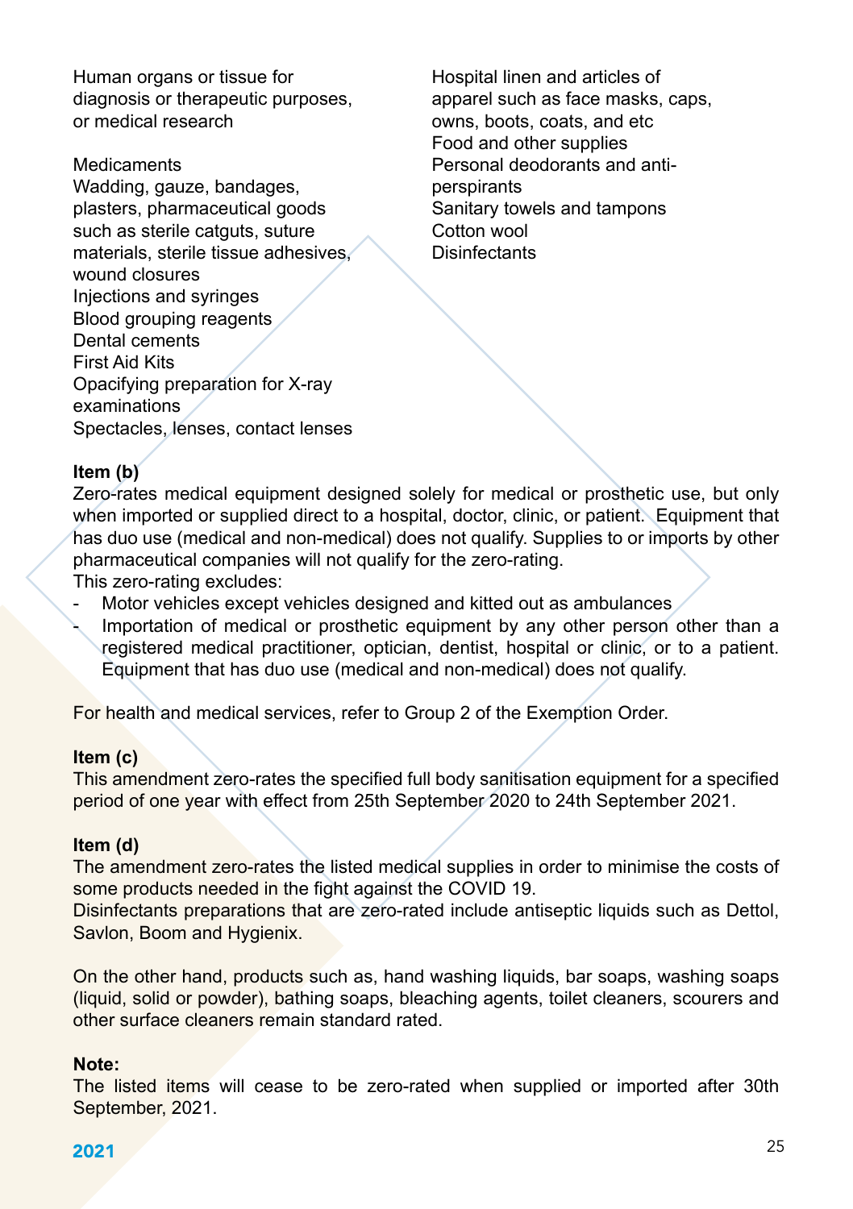Human organs or tissue for diagnosis or therapeutic purposes, or medical research

Medicaments
Wadding, gauze, bandages, plasters, pharmaceutical goods such as sterile catguts, suture materials, sterile tissue adhesives, wound closures
Injections and syringes
Blood grouping reagents
Dental cements
First Aid Kits
Opacifying preparation for X-ray examinations
Spectacles, lenses, contact lenses
Hospital linen and articles of apparel such as face masks, caps, owns, boots, coats, and etc
Food and other supplies
Personal deodorants and anti-perspirants
Sanitary towels and tampons
Cotton wool
Disinfectants

**Item (b)**
Zero-rates medical equipment designed solely for medical or prosthetic use, but only when imported or supplied direct to a hospital, doctor, clinic, or patient. Equipment that has duo use (medical and non-medical) does not qualify. Supplies to or imports by other pharmaceutical companies will not qualify for the zero-rating.
This zero-rating excludes:

- Motor vehicles except vehicles designed and kitted out as ambulances
- Importation of medical or prosthetic equipment by any other person other than a registered medical practitioner, optician, dentist, hospital or clinic, or to a patient. Equipment that has duo use (medical and non-medical) does not qualify.

For health and medical services, refer to Group 2 of the Exemption Order.

**Item (c)**
This amendment zero-rates the specified full body sanitisation equipment for a specified period of one year with effect from 25th September 2020 to 24th September 2021.

**Item (d)**
The amendment zero-rates the listed medical supplies in order to minimise the costs of some products needed in the fight against the COVID 19.
Disinfectants preparations that are zero-rated include antiseptic liquids such as Dettol, Savlon, Boom and Hygienix.

On the other hand, products such as, hand washing liquids, bar soaps, washing soaps (liquid, solid or powder), bathing soaps, bleaching agents, toilet cleaners, scourers and other surface cleaners remain standard rated.

**Note:**
The listed items will cease to be zero-rated when supplied or imported after 30th September, 2021.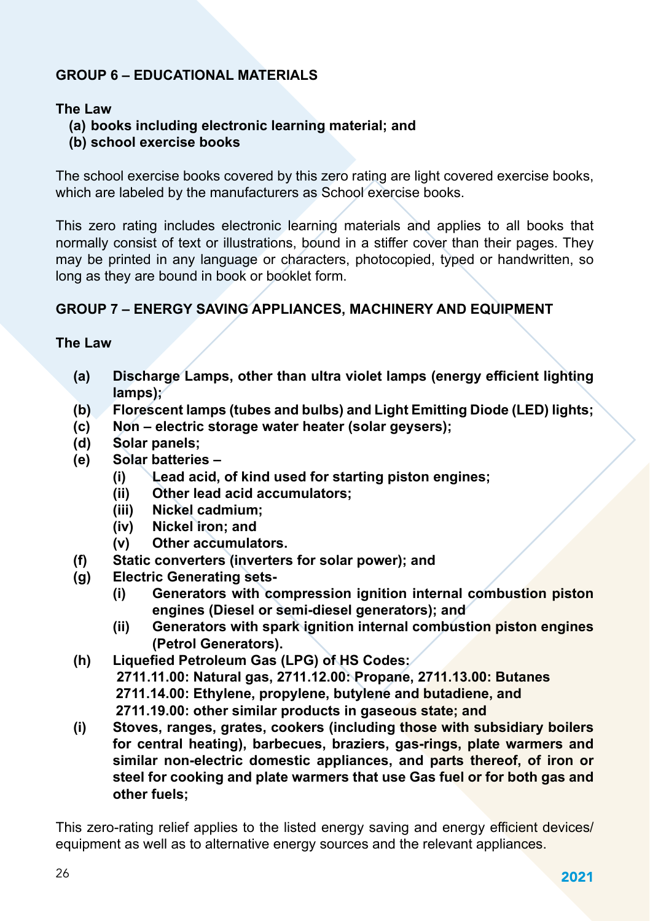## GROUP 6 – EDUCATIONAL MATERIALS

**The Law**

**(a) books including electronic learning material; and**
**(b) school exercise books**

The school exercise books covered by this zero rating are light covered exercise books, which are labeled by the manufacturers as School exercise books.

This zero rating includes electronic learning materials and applies to all books that normally consist of text or illustrations, bound in a stiffer cover than their pages. They may be printed in any language or characters, photocopied, typed or handwritten, so long as they are bound in book or booklet form.

## GROUP 7 – ENERGY SAVING APPLIANCES, MACHINERY AND EQUIPMENT

**The Law**

**(a) Discharge Lamps, other than ultra violet lamps (energy efficient lighting lamps);**
**(b) Florescent lamps (tubes and bulbs) and Light Emitting Diode (LED) lights;**
**(c) Non – electric storage water heater (solar geysers);**
**(d) Solar panels;**
**(e) Solar batteries –**
- **(i) Lead acid, of kind used for starting piston engines;**
- **(ii) Other lead acid accumulators;**
- **(iii) Nickel cadmium;**
- **(iv) Nickel iron; and**
- **(v) Other accumulators.**

**(f) Static converters (inverters for solar power); and**
**(g) Electric Generating sets-**
- **(i) Generators with compression ignition internal combustion piston engines (Diesel or semi-diesel generators); and**
- **(ii) Generators with spark ignition internal combustion piston engines (Petrol Generators).**

**(h) Liquefied Petroleum Gas (LPG) of HS Codes:**
**2711.11.00: Natural gas, 2711.12.00: Propane, 2711.13.00: Butanes**
**2711.14.00: Ethylene, propylene, butylene and butadiene, and**
**2711.19.00: other similar products in gaseous state; and**
**(i) Stoves, ranges, grates, cookers (including those with subsidiary boilers for central heating), barbecues, braziers, gas-rings, plate warmers and similar non-electric domestic appliances, and parts thereof, of iron or steel for cooking and plate warmers that use Gas fuel or for both gas and other fuels;**

This zero-rating relief applies to the listed energy saving and energy efficient devices/ equipment as well as to alternative energy sources and the relevant appliances.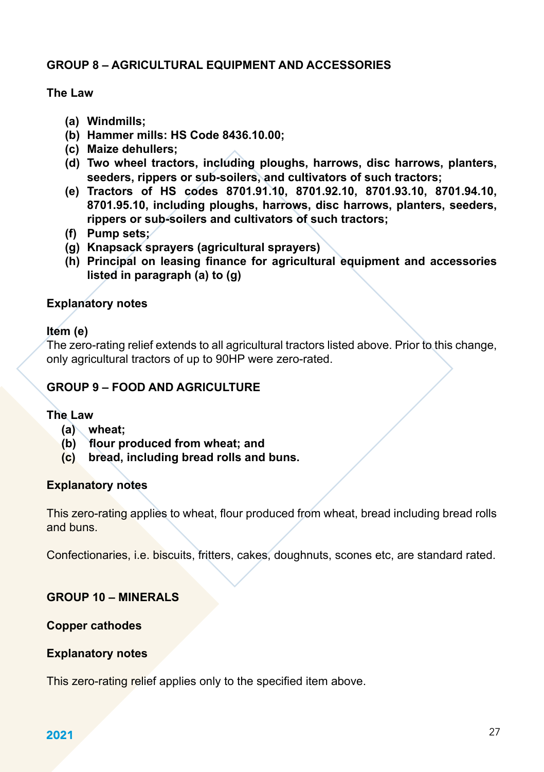## GROUP 8 – AGRICULTURAL EQUIPMENT AND ACCESSORIES

**The Law**

**(a) Windmills;**
**(b) Hammer mills: HS Code 8436.10.00;**
**(c) Maize dehullers;**
**(d) Two wheel tractors, including ploughs, harrows, disc harrows, planters, seeders, rippers or sub-soilers, and cultivators of such tractors;**
**(e) Tractors of HS codes 8701.91.10, 8701.92.10, 8701.93.10, 8701.94.10, 8701.95.10, including ploughs, harrows, disc harrows, planters, seeders, rippers or sub-soilers and cultivators of such tractors;**
**(f) Pump sets;**
**(g) Knapsack sprayers (agricultural sprayers)**
**(h) Principal on leasing finance for agricultural equipment and accessories listed in paragraph (a) to (g)**

**Explanatory notes**

**Item (e)**
The zero-rating relief extends to all agricultural tractors listed above. Prior to this change, only agricultural tractors of up to 90HP were zero-rated.

## GROUP 9 – FOOD AND AGRICULTURE

**The Law**

**(a) wheat;**
**(b) flour produced from wheat; and**
**(c) bread, including bread rolls and buns.**

**Explanatory notes**

This zero-rating applies to wheat, flour produced from wheat, bread including bread rolls and buns.

Confectionaries, i.e. biscuits, fritters, cakes, doughnuts, scones etc, are standard rated.

## GROUP 10 – MINERALS

**Copper cathodes**

**Explanatory notes**

This zero-rating relief applies only to the specified item above.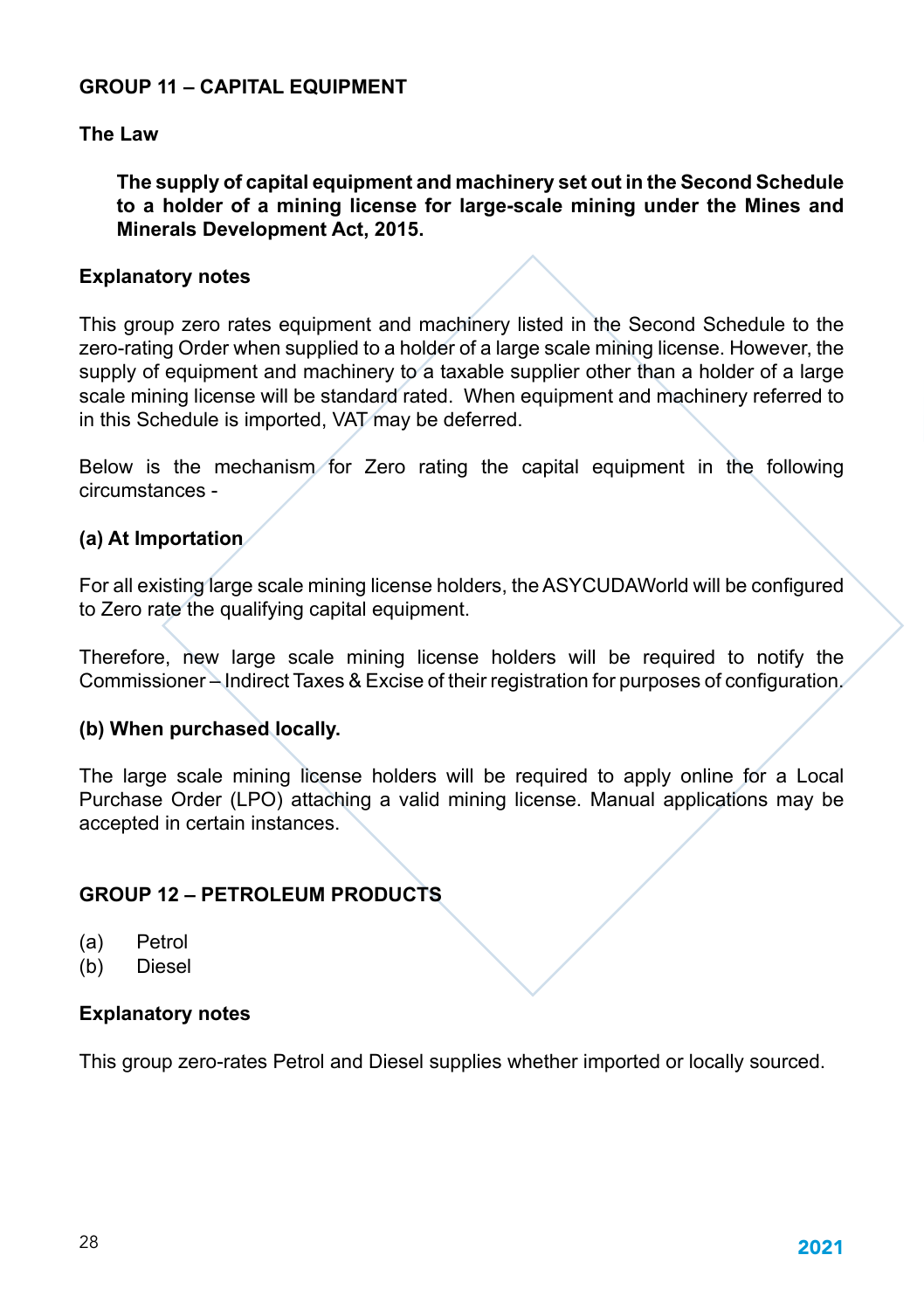## GROUP 11 – CAPITAL EQUIPMENT

**The Law**

> **The supply of capital equipment and machinery set out in the Second Schedule to a holder of a mining license for large-scale mining under the Mines and Minerals Development Act, 2015.**

**Explanatory notes**

This group zero rates equipment and machinery listed in the Second Schedule to the zero-rating Order when supplied to a holder of a large scale mining license. However, the supply of equipment and machinery to a taxable supplier other than a holder of a large scale mining license will be standard rated. When equipment and machinery referred to in this Schedule is imported, VAT may be deferred.

Below is the mechanism for Zero rating the capital equipment in the following circumstances -

**(a) At Importation**

For all existing large scale mining license holders, the ASYCUDAWorld will be configured to Zero rate the qualifying capital equipment.

Therefore, new large scale mining license holders will be required to notify the Commissioner – Indirect Taxes & Excise of their registration for purposes of configuration.

**(b) When purchased locally.**

The large scale mining license holders will be required to apply online for a Local Purchase Order (LPO) attaching a valid mining license. Manual applications may be accepted in certain instances.

## GROUP 12 – PETROLEUM PRODUCTS

(a) Petrol
(b) Diesel

**Explanatory notes**

This group zero-rates Petrol and Diesel supplies whether imported or locally sourced.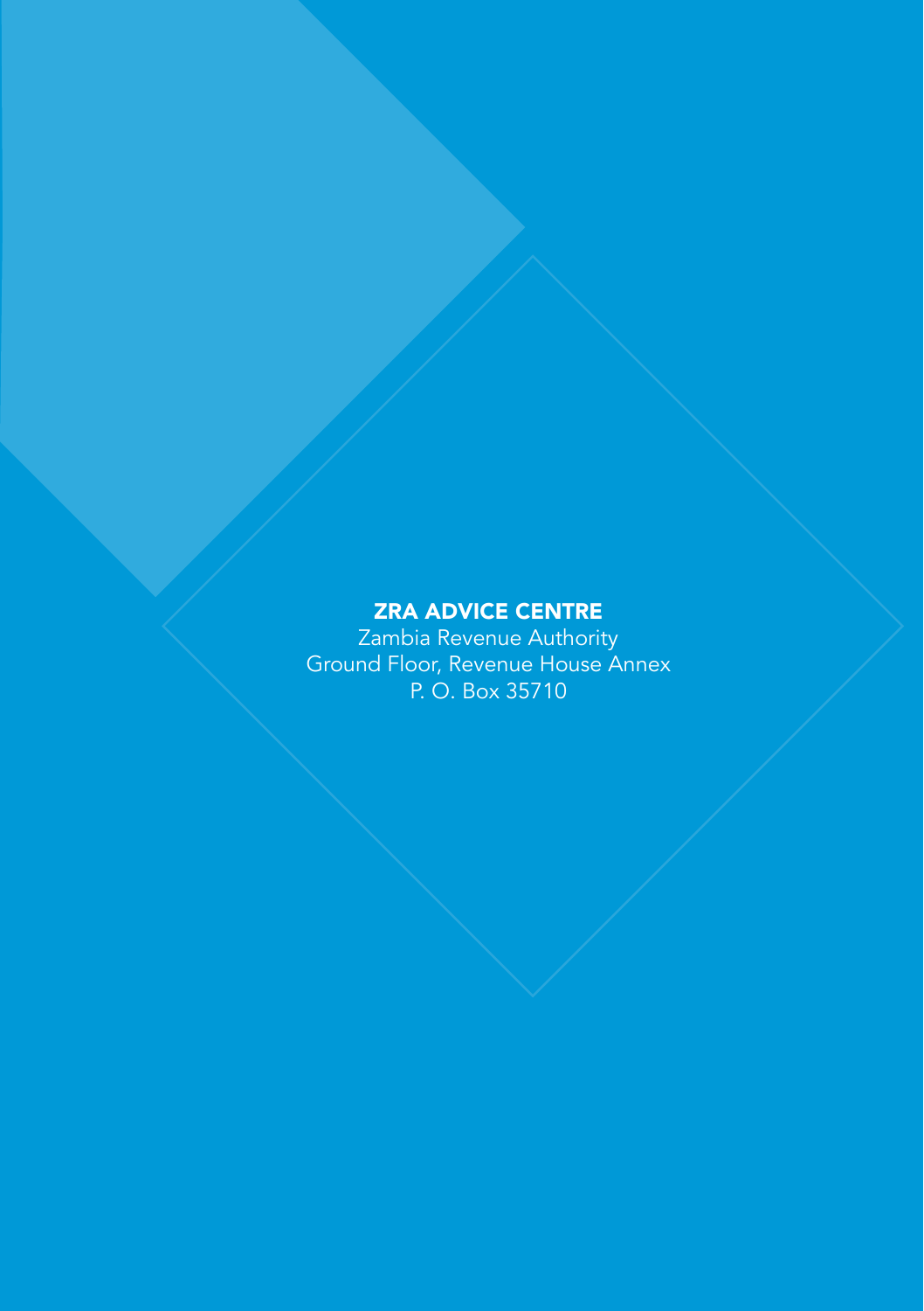**ZRA ADVICE CENTRE**

Zambia Revenue Authority
Ground Floor, Revenue House Annex
P. O. Box 35710